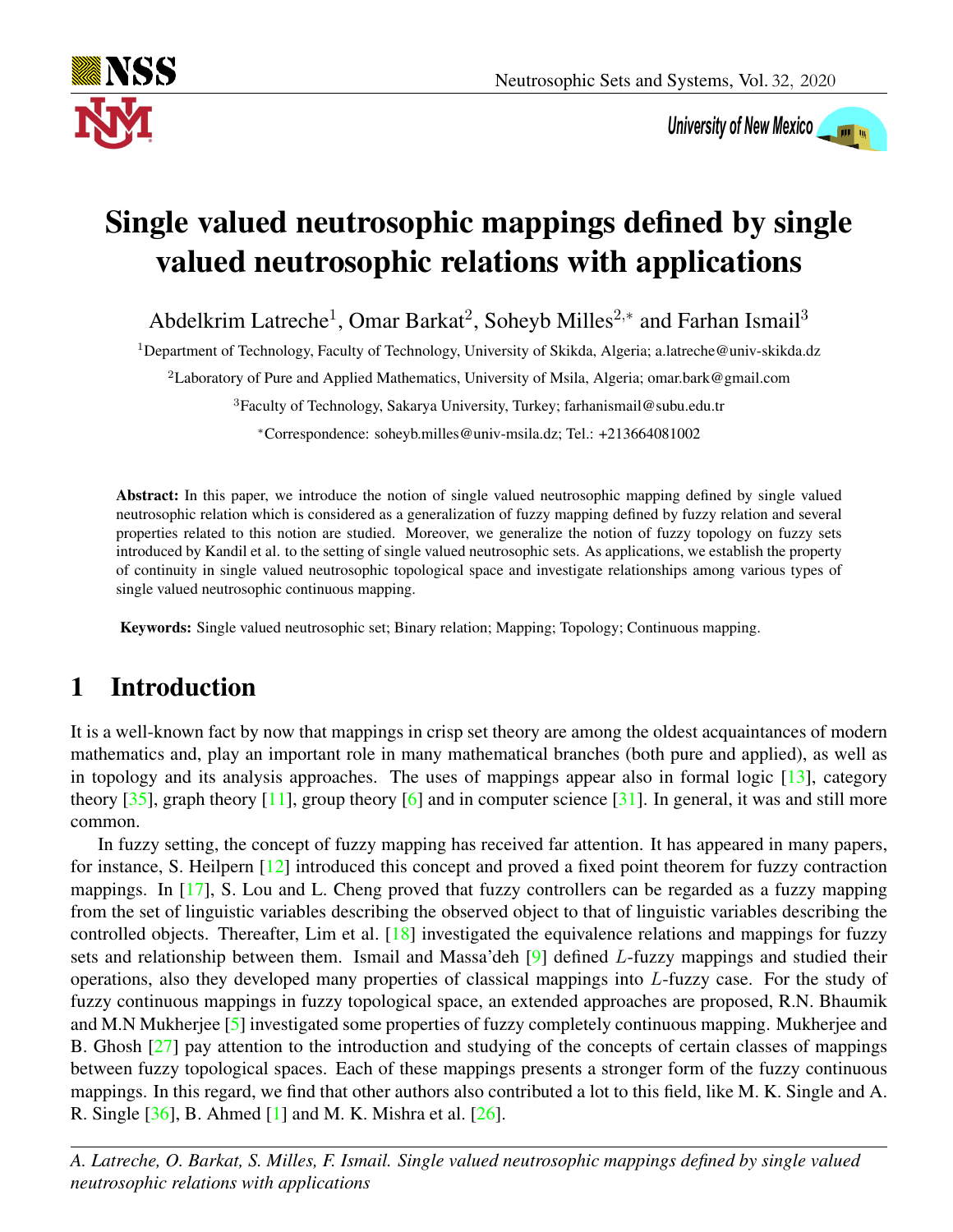# Single valued neutrosophic mappings defined by single valued neutrosophic relations with applications

Abdelkrim Latreche[1], Omar Barkat[2], Soheyb Milles[2,*] and Farhan Ismail[3]

[1]Department of Technology, Faculty of Technology, University of Skikda, Algeria; a.latreche@univ-skikda.dz

[2]Laboratory of Pure and Applied Mathematics, University of Msila, Algeria; omar.bark@gmail.com

[3]Faculty of Technology, Sakarya University, Turkey; farhanismail@subu.edu.tr

*Correspondence: soheyb.milles@univ-msila.dz; Tel.: +213664081002

**Abstract:** In this paper, we introduce the notion of single valued neutrosophic mapping defined by single valued neutrosophic relation which is considered as a generalization of fuzzy mapping defined by fuzzy relation and several properties related to this notion are studied. Moreover, we generalize the notion of fuzzy topology on fuzzy sets introduced by Kandil et al. to the setting of single valued neutrosophic sets. As applications, we establish the property of continuity in single valued neutrosophic topological space and investigate relationships among various types of single valued neutrosophic continuous mapping.

**Keywords:** Single valued neutrosophic set; Binary relation; Mapping; Topology; Continuous mapping.

## 1 Introduction

It is a well-known fact by now that mappings in crisp set theory are among the oldest acquaintances of modern mathematics and, play an important role in many mathematical branches (both pure and applied), as well as in topology and its analysis approaches. The uses of mappings appear also in formal logic [13], category theory [35], graph theory [11], group theory [6] and in computer science [31]. In general, it was and still more common.

In fuzzy setting, the concept of fuzzy mapping has received far attention. It has appeared in many papers, for instance, S. Heilpern [12] introduced this concept and proved a fixed point theorem for fuzzy contraction mappings. In [17], S. Lou and L. Cheng proved that fuzzy controllers can be regarded as a fuzzy mapping from the set of linguistic variables describing the observed object to that of linguistic variables describing the controlled objects. Thereafter, Lim et al. [18] investigated the equivalence relations and mappings for fuzzy sets and relationship between them. Ismail and Massa'deh [9] defined $L$-fuzzy mappings and studied their operations, also they developed many properties of classical mappings into $L$-fuzzy case. For the study of fuzzy continuous mappings in fuzzy topological space, an extended approaches are proposed, R.N. Bhaumik and M.N Mukherjee [5] investigated some properties of fuzzy completely continuous mapping. Mukherjee and B. Ghosh [27] pay attention to the introduction and studying of the concepts of certain classes of mappings between fuzzy topological spaces. Each of these mappings presents a stronger form of the fuzzy continuous mappings. In this regard, we find that other authors also contributed a lot to this field, like M. K. Single and A. R. Single [36], B. Ahmed [1] and M. K. Mishra et al. [26].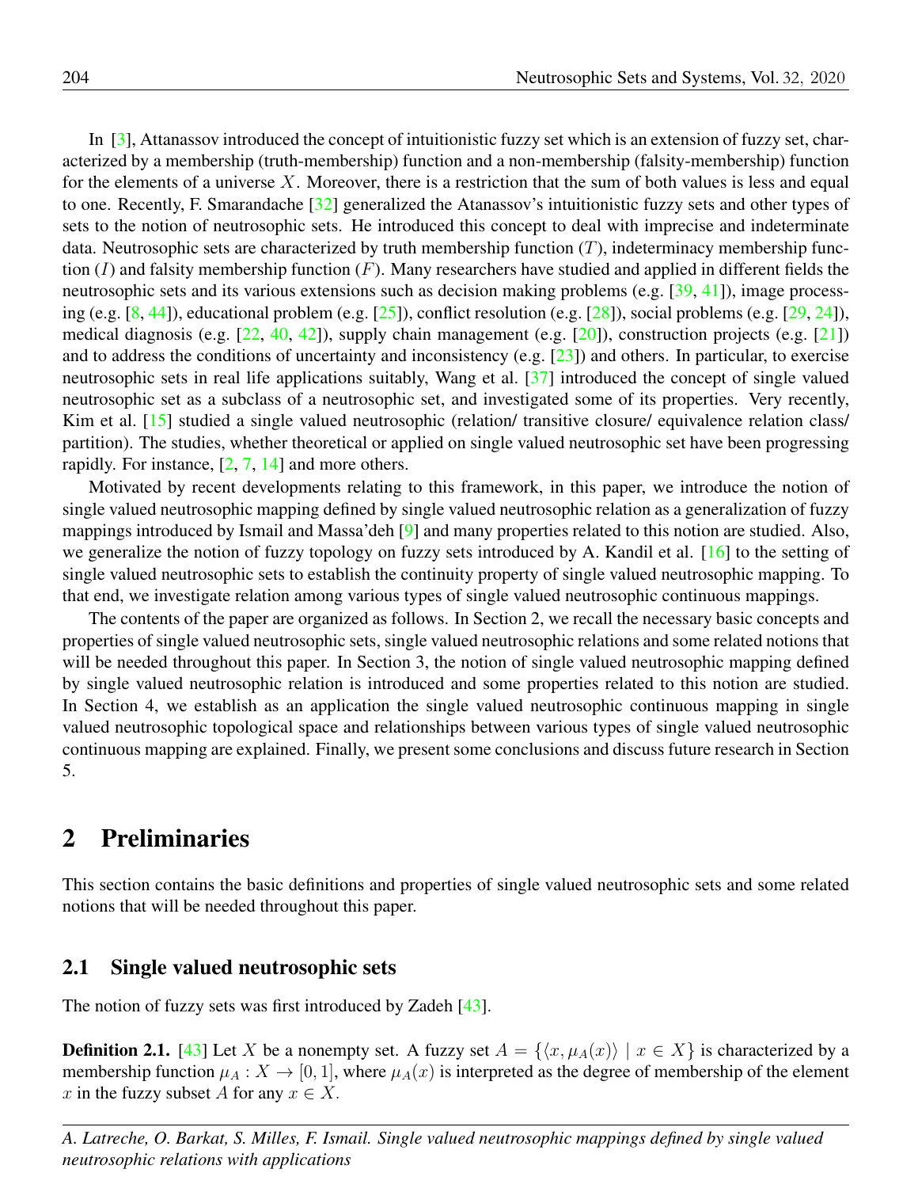In [3], Attanassov introduced the concept of intuitionistic fuzzy set which is an extension of fuzzy set, characterized by a membership (truth-membership) function and a non-membership (falsity-membership) function for the elements of a universe $X$. Moreover, there is a restriction that the sum of both values is less and equal to one. Recently, F. Smarandache [32] generalized the Atanassov's intuitionistic fuzzy sets and other types of sets to the notion of neutrosophic sets. He introduced this concept to deal with imprecise and indeterminate data. Neutrosophic sets are characterized by truth membership function ($T$), indeterminacy membership function ($I$) and falsity membership function ($F$). Many researchers have studied and applied in different fields the neutrosophic sets and its various extensions such as decision making problems (e.g. [39, 41]), image processing (e.g. [8, 44]), educational problem (e.g. [25]), conflict resolution (e.g. [28]), social problems (e.g. [29, 24]), medical diagnosis (e.g. [22, 40, 42]), supply chain management (e.g. [20]), construction projects (e.g. [21]) and to address the conditions of uncertainty and inconsistency (e.g. [23]) and others. In particular, to exercise neutrosophic sets in real life applications suitably, Wang et al. [37] introduced the concept of single valued neutrosophic set as a subclass of a neutrosophic set, and investigated some of its properties. Very recently, Kim et al. [15] studied a single valued neutrosophic (relation/ transitive closure/ equivalence relation class/ partition). The studies, whether theoretical or applied on single valued neutrosophic set have been progressing rapidly. For instance, [2, 7, 14] and more others.

Motivated by recent developments relating to this framework, in this paper, we introduce the notion of single valued neutrosophic mapping defined by single valued neutrosophic relation as a generalization of fuzzy mappings introduced by Ismail and Massa'deh [9] and many properties related to this notion are studied. Also, we generalize the notion of fuzzy topology on fuzzy sets introduced by A. Kandil et al. [16] to the setting of single valued neutrosophic sets to establish the continuity property of single valued neutrosophic mapping. To that end, we investigate relation among various types of single valued neutrosophic continuous mappings.

The contents of the paper are organized as follows. In Section 2, we recall the necessary basic concepts and properties of single valued neutrosophic sets, single valued neutrosophic relations and some related notions that will be needed throughout this paper. In Section 3, the notion of single valued neutrosophic mapping defined by single valued neutrosophic relation is introduced and some properties related to this notion are studied. In Section 4, we establish as an application the single valued neutrosophic continuous mapping in single valued neutrosophic topological space and relationships between various types of single valued neutrosophic continuous mapping are explained. Finally, we present some conclusions and discuss future research in Section 5.

## 2 Preliminaries

This section contains the basic definitions and properties of single valued neutrosophic sets and some related notions that will be needed throughout this paper.

### 2.1 Single valued neutrosophic sets

The notion of fuzzy sets was first introduced by Zadeh [43].

**Definition 2.1.** [43] Let $X$ be a nonempty set. A fuzzy set $A = \{\langle x, \mu_A(x)\rangle \mid x \in X\}$ is characterized by a membership function $\mu_A : X \to [0, 1]$, where $\mu_A(x)$ is interpreted as the degree of membership of the element $x$ in the fuzzy subset $A$ for any $x \in X$.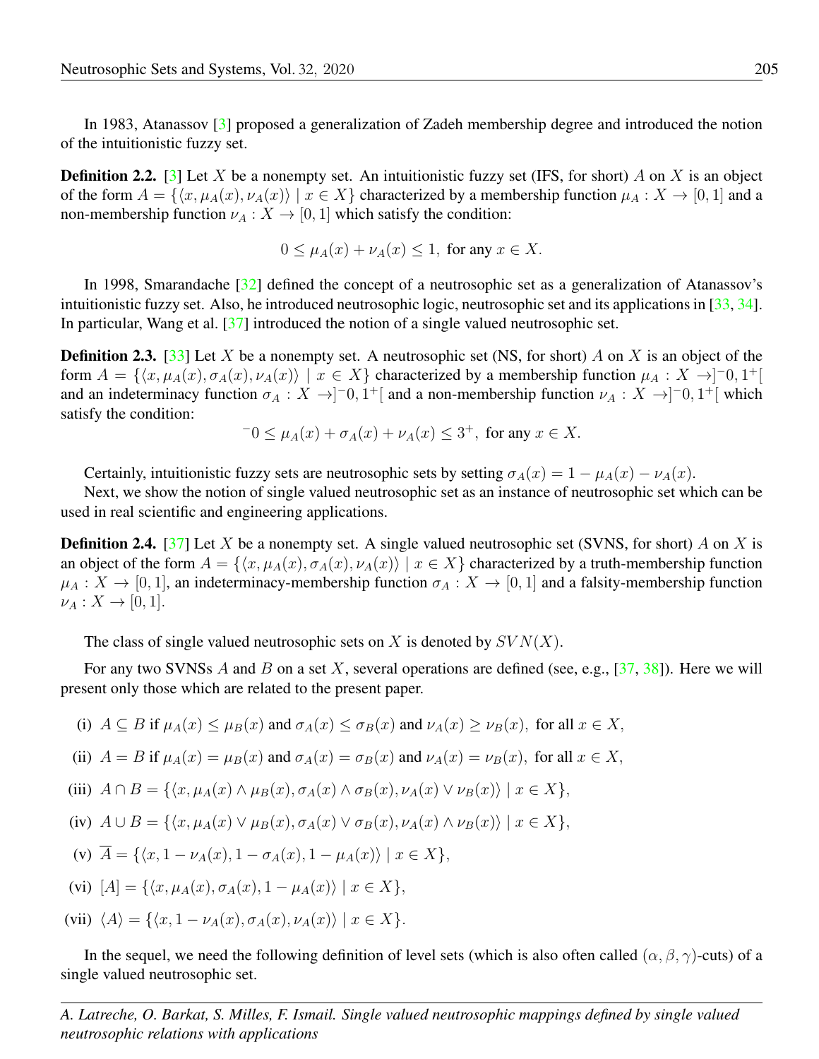In 1983, Atanassov [3] proposed a generalization of Zadeh membership degree and introduced the notion of the intuitionistic fuzzy set.

**Definition 2.2.** [3] Let $X$ be a nonempty set. An intuitionistic fuzzy set (IFS, for short) $A$ on $X$ is an object of the form $A = \{\langle x, \mu_A(x), \nu_A(x)\rangle \mid x \in X\}$ characterized by a membership function $\mu_A : X \to [0, 1]$ and a non-membership function $\nu_A : X \to [0, 1]$ which satisfy the condition:

$$0 \leq \mu_A(x) + \nu_A(x) \leq 1, \text{ for any } x \in X.$$

In 1998, Smarandache [32] defined the concept of a neutrosophic set as a generalization of Atanassov's intuitionistic fuzzy set. Also, he introduced neutrosophic logic, neutrosophic set and its applications in [33, 34]. In particular, Wang et al. [37] introduced the notion of a single valued neutrosophic set.

**Definition 2.3.** [33] Let $X$ be a nonempty set. A neutrosophic set (NS, for short) $A$ on $X$ is an object of the form $A = \{\langle x, \mu_A(x), \sigma_A(x), \nu_A(x)\rangle \mid x \in X\}$ characterized by a membership function $\mu_A : X \to ]^-0, 1^+[$ and an indeterminacy function $\sigma_A : X \to ]^-0, 1^+[$ and a non-membership function $\nu_A : X \to ]^-0, 1^+[$ which satisfy the condition:

$$^-0 \leq \mu_A(x) + \sigma_A(x) + \nu_A(x) \leq 3^+, \text{ for any } x \in X.$$

Certainly, intuitionistic fuzzy sets are neutrosophic sets by setting $\sigma_A(x) = 1 - \mu_A(x) - \nu_A(x)$.

Next, we show the notion of single valued neutrosophic set as an instance of neutrosophic set which can be used in real scientific and engineering applications.

**Definition 2.4.** [37] Let $X$ be a nonempty set. A single valued neutrosophic set (SVNS, for short) $A$ on $X$ is an object of the form $A = \{\langle x, \mu_A(x), \sigma_A(x), \nu_A(x)\rangle \mid x \in X\}$ characterized by a truth-membership function $\mu_A : X \to [0, 1]$, an indeterminacy-membership function $\sigma_A : X \to [0, 1]$ and a falsity-membership function $\nu_A : X \to [0, 1]$.

The class of single valued neutrosophic sets on $X$ is denoted by $SVN(X)$.

For any two SVNSs $A$ and $B$ on a set $X$, several operations are defined (see, e.g., [37, 38]). Here we will present only those which are related to the present paper.

(i) $A \subseteq B$ if $\mu_A(x) \leq \mu_B(x)$ and $\sigma_A(x) \leq \sigma_B(x)$ and $\nu_A(x) \geq \nu_B(x)$, for all $x \in X$,

(ii) $A = B$ if $\mu_A(x) = \mu_B(x)$ and $\sigma_A(x) = \sigma_B(x)$ and $\nu_A(x) = \nu_B(x)$, for all $x \in X$,

(iii) $A \cap B = \{\langle x, \mu_A(x) \wedge \mu_B(x), \sigma_A(x) \wedge \sigma_B(x), \nu_A(x) \vee \nu_B(x)\rangle \mid x \in X\}$,

(iv) $A \cup B = \{\langle x, \mu_A(x) \vee \mu_B(x), \sigma_A(x) \vee \sigma_B(x), \nu_A(x) \wedge \nu_B(x)\rangle \mid x \in X\}$,

(v) $\overline{A} = \{\langle x, 1 - \nu_A(x), 1 - \sigma_A(x), 1 - \mu_A(x)\rangle \mid x \in X\}$,

(vi) $[A] = \{\langle x, \mu_A(x), \sigma_A(x), 1 - \mu_A(x)\rangle \mid x \in X\}$,

(vii) $\langle A\rangle = \{\langle x, 1 - \nu_A(x), \sigma_A(x), \nu_A(x)\rangle \mid x \in X\}$.

In the sequel, we need the following definition of level sets (which is also often called $(\alpha, \beta, \gamma)$-cuts) of a single valued neutrosophic set.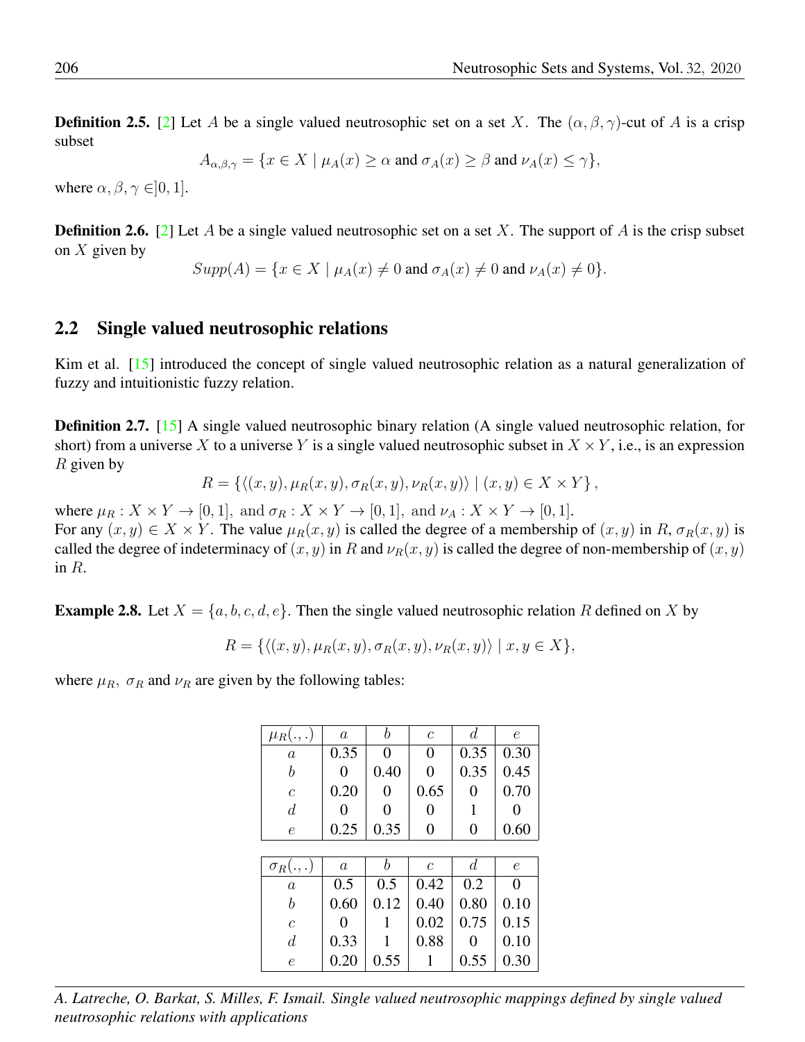**Definition 2.5.** [2] Let $A$ be a single valued neutrosophic set on a set $X$. The $(\alpha, \beta, \gamma)$-cut of $A$ is a crisp subset

$$A_{\alpha,\beta,\gamma} = \{x \in X \mid \mu_A(x) \geq \alpha \text{ and } \sigma_A(x) \geq \beta \text{ and } \nu_A(x) \leq \gamma\},$$

where $\alpha, \beta, \gamma \in ]0, 1]$.

**Definition 2.6.** [2] Let $A$ be a single valued neutrosophic set on a set $X$. The support of $A$ is the crisp subset on $X$ given by

$$Supp(A) = \{x \in X \mid \mu_A(x) \neq 0 \text{ and } \sigma_A(x) \neq 0 \text{ and } \nu_A(x) \neq 0\}.$$

## 2.2 Single valued neutrosophic relations

Kim et al. [15] introduced the concept of single valued neutrosophic relation as a natural generalization of fuzzy and intuitionistic fuzzy relation.

**Definition 2.7.** [15] A single valued neutrosophic binary relation (A single valued neutrosophic relation, for short) from a universe $X$ to a universe $Y$ is a single valued neutrosophic subset in $X \times Y$, i.e., is an expression $R$ given by

$$R = \{\langle (x, y), \mu_R(x, y), \sigma_R(x, y), \nu_R(x, y) \rangle \mid (x, y) \in X \times Y\},$$

where $\mu_R : X \times Y \to [0, 1],$ and $\sigma_R : X \times Y \to [0, 1],$ and $\nu_A : X \times Y \to [0, 1].$
For any $(x, y) \in X \times Y$. The value $\mu_R(x, y)$ is called the degree of a membership of $(x, y)$ in $R$, $\sigma_R(x, y)$ is called the degree of indeterminacy of $(x, y)$ in $R$ and $\nu_R(x, y)$ is called the degree of non-membership of $(x, y)$ in $R$.

**Example 2.8.** Let $X = \{a, b, c, d, e\}$. Then the single valued neutrosophic relation $R$ defined on $X$ by

$$R = \{\langle (x, y), \mu_R(x, y), \sigma_R(x, y), \nu_R(x, y) \rangle \mid x, y \in X\},$$

where $\mu_R$, $\sigma_R$ and $\nu_R$ are given by the following tables:

| $\mu_R(.,.)$ | $a$ | $b$ | $c$ | $d$ | $e$ |
|---|---|---|---|---|---|
| $a$ | 0.35 | 0 | 0 | 0.35 | 0.30 |
| $b$ | 0 | 0.40 | 0 | 0.35 | 0.45 |
| $c$ | 0.20 | 0 | 0.65 | 0 | 0.70 |
| $d$ | 0 | 0 | 0 | 1 | 0 |
| $e$ | 0.25 | 0.35 | 0 | 0 | 0.60 |

| $\sigma_R(.,.)$ | $a$ | $b$ | $c$ | $d$ | $e$ |
|---|---|---|---|---|---|
| $a$ | 0.5 | 0.5 | 0.42 | 0.2 | 0 |
| $b$ | 0.60 | 0.12 | 0.40 | 0.80 | 0.10 |
| $c$ | 0 | 1 | 0.02 | 0.75 | 0.15 |
| $d$ | 0.33 | 1 | 0.88 | 0 | 0.10 |
| $e$ | 0.20 | 0.55 | 1 | 0.55 | 0.30 |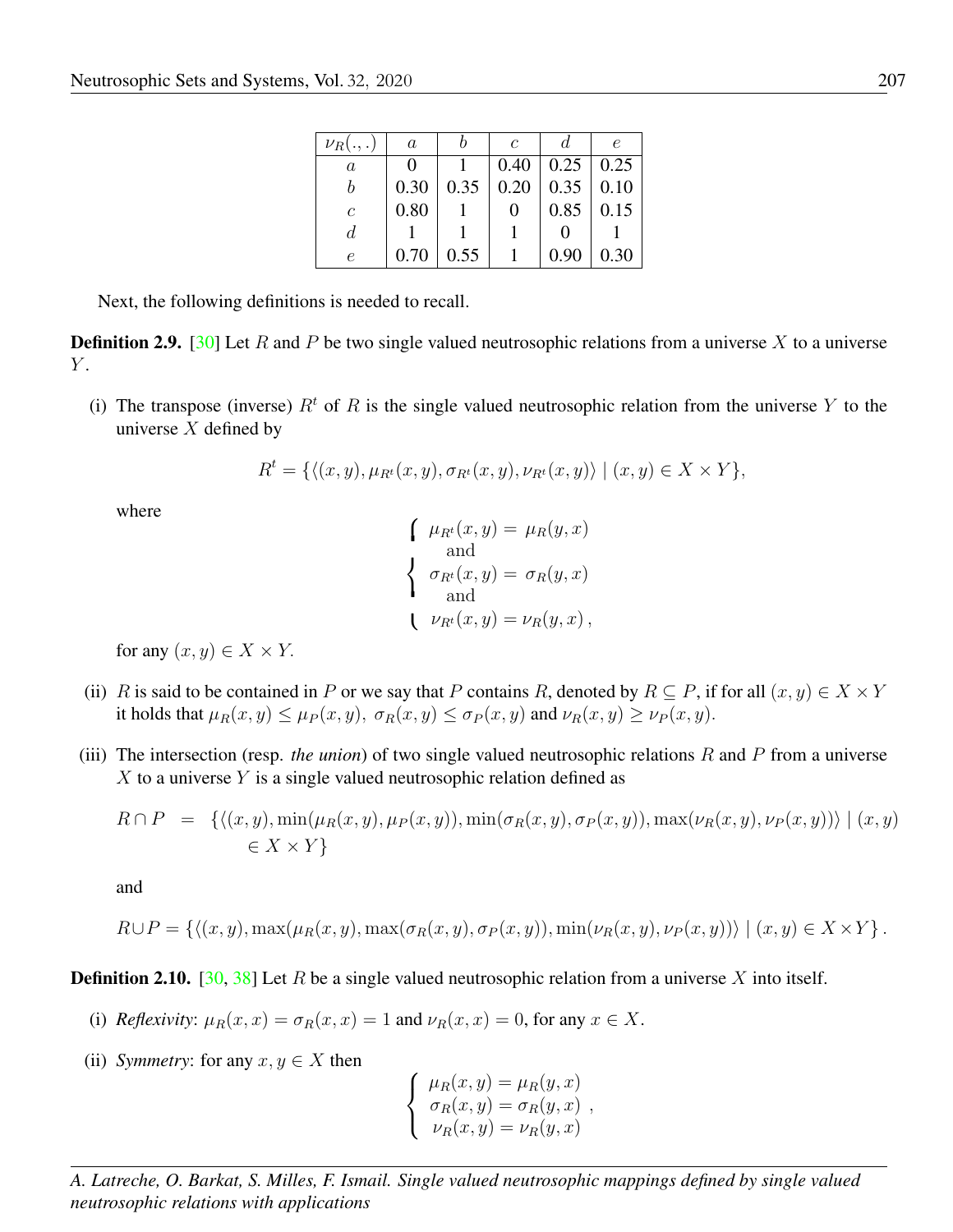| $\nu_R(.,.)$ | $a$ | $b$ | $c$ | $d$ | $e$ |
|---|---|---|---|---|---|
| $a$ | 0 | 1 | 0.40 | 0.25 | 0.25 |
| $b$ | 0.30 | 0.35 | 0.20 | 0.35 | 0.10 |
| $c$ | 0.80 | 1 | 0 | 0.85 | 0.15 |
| $d$ | 1 | 1 | 1 | 0 | 1 |
| $e$ | 0.70 | 0.55 | 1 | 0.90 | 0.30 |

Next, the following definitions is needed to recall.

**Definition 2.9.** [30] Let $R$ and $P$ be two single valued neutrosophic relations from a universe $X$ to a universe $Y$.

(i) The transpose (inverse) $R^t$ of $R$ is the single valued neutrosophic relation from the universe $Y$ to the universe $X$ defined by

$$R^t = \{\langle (x,y), \mu_{R^t}(x,y), \sigma_{R^t}(x,y), \nu_{R^t}(x,y)\rangle \mid (x,y) \in X \times Y\},$$

where

$$\begin{cases} \mu_{R^t}(x,y) = \mu_R(y,x) \\ \quad \text{and} \\ \sigma_{R^t}(x,y) = \sigma_R(y,x) \\ \quad \text{and} \\ \nu_{R^t}(x,y) = \nu_R(y,x), \end{cases}$$

for any $(x,y) \in X \times Y$.

(ii) $R$ is said to be contained in $P$ or we say that $P$ contains $R$, denoted by $R \subseteq P$, if for all $(x,y) \in X \times Y$ it holds that $\mu_R(x,y) \leq \mu_P(x,y)$, $\sigma_R(x,y) \leq \sigma_P(x,y)$ and $\nu_R(x,y) \geq \nu_P(x,y)$.

(iii) The intersection (resp. *the union*) of two single valued neutrosophic relations $R$ and $P$ from a universe $X$ to a universe $Y$ is a single valued neutrosophic relation defined as

$$R \cap P = \{\langle (x,y), \min(\mu_R(x,y), \mu_P(x,y)), \min(\sigma_R(x,y), \sigma_P(x,y)), \max(\nu_R(x,y), \nu_P(x,y))\rangle \mid (x,y) \in X \times Y\}$$

and

$$R \cup P = \{\langle (x,y), \max(\mu_R(x,y), \max(\sigma_R(x,y), \sigma_P(x,y)), \min(\nu_R(x,y), \nu_P(x,y))\rangle \mid (x,y) \in X \times Y\}.$$

**Definition 2.10.** [30, 38] Let $R$ be a single valued neutrosophic relation from a universe $X$ into itself.

(i) *Reflexivity*: $\mu_R(x,x) = \sigma_R(x,x) = 1$ and $\nu_R(x,x) = 0$, for any $x \in X$.

(ii) *Symmetry*: for any $x, y \in X$ then

$$\begin{cases} \mu_R(x,y) = \mu_R(y,x) \\ \sigma_R(x,y) = \sigma_R(y,x) \\ \nu_R(x,y) = \nu_R(y,x) \end{cases},$$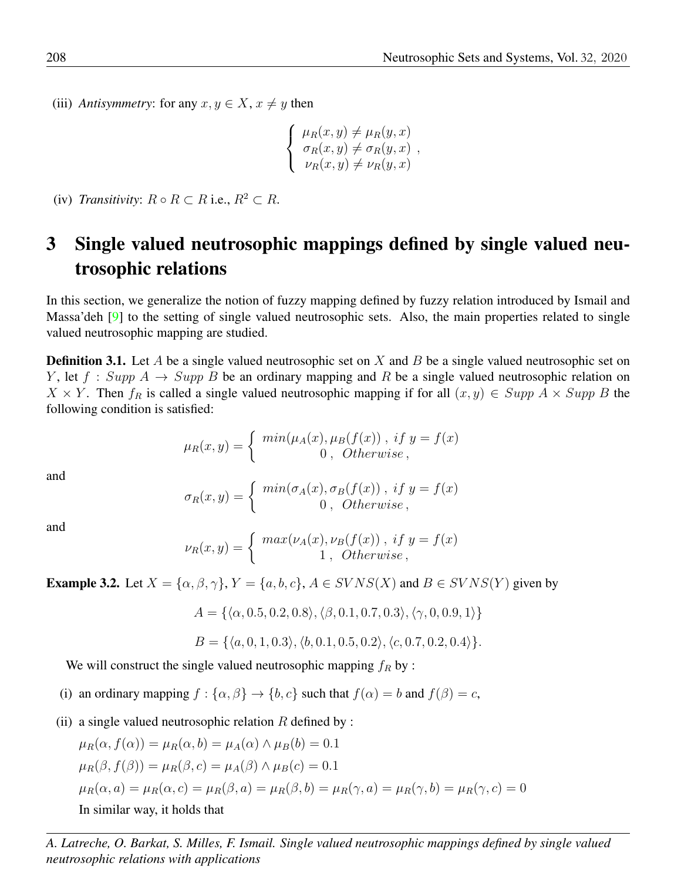(iii) *Antisymmetry*: for any $x, y \in X$, $x \neq y$ then

$$\begin{cases} \mu_R(x,y) \neq \mu_R(y,x) \\ \sigma_R(x,y) \neq \sigma_R(y,x) \\ \nu_R(x,y) \neq \nu_R(y,x) \end{cases},$$

(iv) *Transitivity*: $R \circ R \subset R$ i.e., $R^2 \subset R$.

# 3 Single valued neutrosophic mappings defined by single valued neutrosophic relations

In this section, we generalize the notion of fuzzy mapping defined by fuzzy relation introduced by Ismail and Massa'deh [9] to the setting of single valued neutrosophic sets. Also, the main properties related to single valued neutrosophic mapping are studied.

**Definition 3.1.** Let $A$ be a single valued neutrosophic set on $X$ and $B$ be a single valued neutrosophic set on $Y$, let $f : Supp\ A \to Supp\ B$ be an ordinary mapping and $R$ be a single valued neutrosophic relation on $X \times Y$. Then $f_R$ is called a single valued neutrosophic mapping if for all $(x, y) \in Supp\ A \times Supp\ B$ the following condition is satisfied:

$$\mu_R(x,y) = \begin{cases} min(\mu_A(x), \mu_B(f(x)) \ , \ if\ y = f(x) \\ 0 \ , \ Otherwise \ , \end{cases}$$

and

$$\sigma_R(x,y) = \begin{cases} min(\sigma_A(x), \sigma_B(f(x)) \ , \ if\ y = f(x) \\ 0 \ , \ Otherwise \ , \end{cases}$$

and

$$\nu_R(x,y) = \begin{cases} max(\nu_A(x), \nu_B(f(x)) \ , \ if\ y = f(x) \\ 1 \ , \ Otherwise \ , \end{cases}$$

**Example 3.2.** Let $X = \{\alpha, \beta, \gamma\}$, $Y = \{a, b, c\}$, $A \in SVNS(X)$ and $B \in SVNS(Y)$ given by

$$A = \{\langle \alpha, 0.5, 0.2, 0.8 \rangle, \langle \beta, 0.1, 0.7, 0.3 \rangle, \langle \gamma, 0, 0.9, 1 \rangle\}$$

$$B = \{\langle a, 0, 1, 0.3 \rangle, \langle b, 0.1, 0.5, 0.2 \rangle, \langle c, 0.7, 0.2, 0.4 \rangle\}.$$

We will construct the single valued neutrosophic mapping $f_R$ by :

(i) an ordinary mapping $f : \{\alpha, \beta\} \to \{b, c\}$ such that $f(\alpha) = b$ and $f(\beta) = c$,

(ii) a single valued neutrosophic relation $R$ defined by :

$\mu_R(\alpha, f(\alpha)) = \mu_R(\alpha, b) = \mu_A(\alpha) \wedge \mu_B(b) = 0.1$

$\mu_R(\beta, f(\beta)) = \mu_R(\beta, c) = \mu_A(\beta) \wedge \mu_B(c) = 0.1$

$\mu_R(\alpha, a) = \mu_R(\alpha, c) = \mu_R(\beta, a) = \mu_R(\beta, b) = \mu_R(\gamma, a) = \mu_R(\gamma, b) = \mu_R(\gamma, c) = 0$

In similar way, it holds that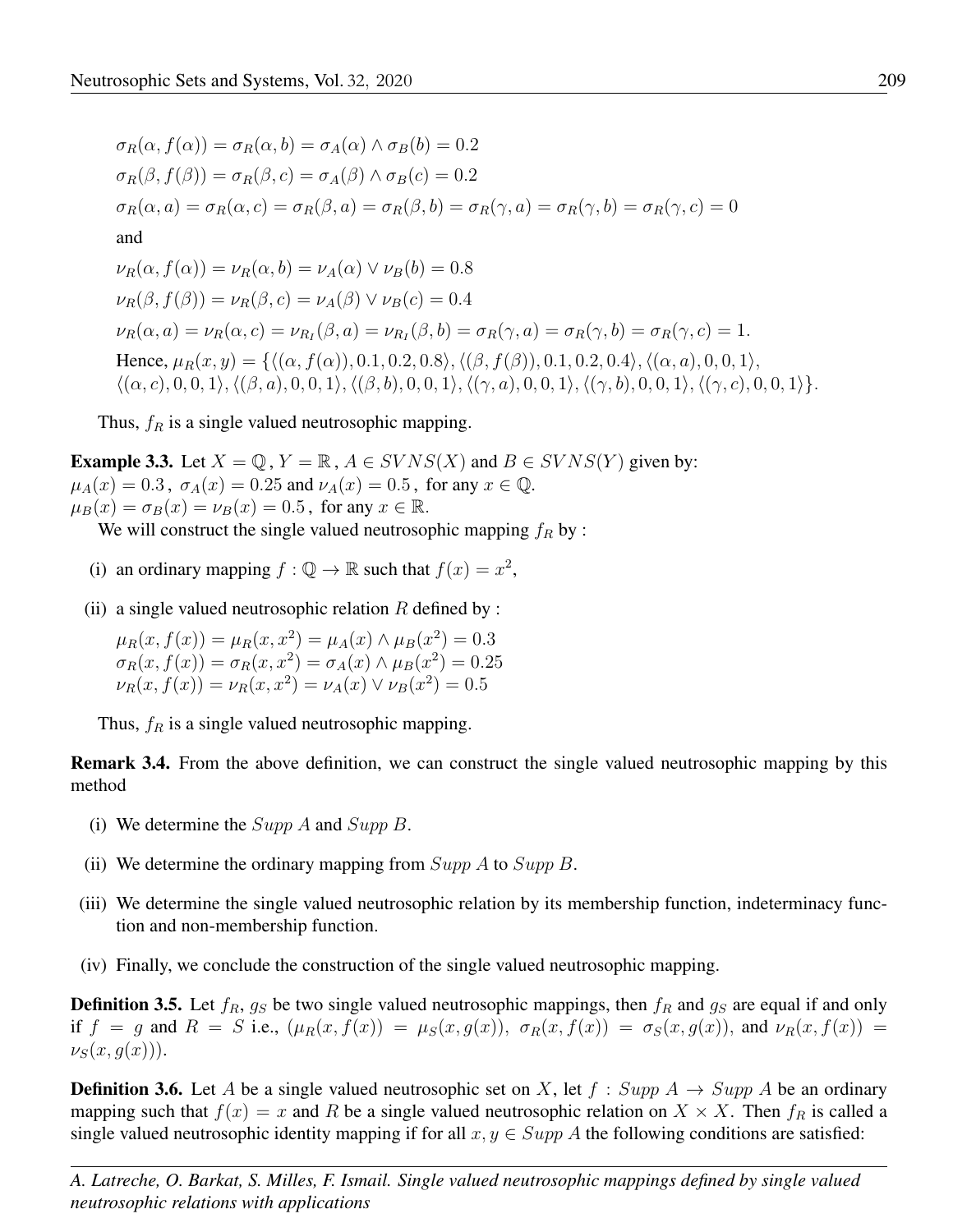$$\sigma_R(\alpha, f(\alpha)) = \sigma_R(\alpha, b) = \sigma_A(\alpha) \wedge \sigma_B(b) = 0.2$$

$$\sigma_R(\beta, f(\beta)) = \sigma_R(\beta, c) = \sigma_A(\beta) \wedge \sigma_B(c) = 0.2$$

$$\sigma_R(\alpha, a) = \sigma_R(\alpha, c) = \sigma_R(\beta, a) = \sigma_R(\beta, b) = \sigma_R(\gamma, a) = \sigma_R(\gamma, b) = \sigma_R(\gamma, c) = 0$$

and

$$\nu_R(\alpha, f(\alpha)) = \nu_R(\alpha, b) = \nu_A(\alpha) \vee \nu_B(b) = 0.8$$

$$\nu_R(\beta, f(\beta)) = \nu_R(\beta, c) = \nu_A(\beta) \vee \nu_B(c) = 0.4$$

$$\nu_R(\alpha, a) = \nu_R(\alpha, c) = \nu_{R_I}(\beta, a) = \nu_{R_I}(\beta, b) = \sigma_R(\gamma, a) = \sigma_R(\gamma, b) = \sigma_R(\gamma, c) = 1.$$

Hence, $\mu_R(x, y) = \{\langle(\alpha, f(\alpha)), 0.1, 0.2, 0.8\rangle, \langle(\beta, f(\beta)), 0.1, 0.2, 0.4\rangle, \langle(\alpha, a), 0, 0, 1\rangle, \langle(\alpha, c), 0, 0, 1\rangle, \langle(\beta, a), 0, 0, 1\rangle, \langle(\beta, b), 0, 0, 1\rangle, \langle(\gamma, a), 0, 0, 1\rangle, \langle(\gamma, b), 0, 0, 1\rangle, \langle(\gamma, c), 0, 0, 1\rangle\}$.

Thus, $f_R$ is a single valued neutrosophic mapping.

**Example 3.3.** Let $X = \mathbb{Q}$, $Y = \mathbb{R}$, $A \in SVNS(X)$ and $B \in SVNS(Y)$ given by:
$\mu_A(x) = 0.3$, $\sigma_A(x) = 0.25$ and $\nu_A(x) = 0.5$, for any $x \in \mathbb{Q}$.
$\mu_B(x) = \sigma_B(x) = \nu_B(x) = 0.5$, for any $x \in \mathbb{R}$.

We will construct the single valued neutrosophic mapping $f_R$ by :

(i) an ordinary mapping $f : \mathbb{Q} \to \mathbb{R}$ such that $f(x) = x^2$,

(ii) a single valued neutrosophic relation $R$ defined by :

$$\mu_R(x, f(x)) = \mu_R(x, x^2) = \mu_A(x) \wedge \mu_B(x^2) = 0.3$$
$$\sigma_R(x, f(x)) = \sigma_R(x, x^2) = \sigma_A(x) \wedge \mu_B(x^2) = 0.25$$
$$\nu_R(x, f(x)) = \nu_R(x, x^2) = \nu_A(x) \vee \nu_B(x^2) = 0.5$$

Thus, $f_R$ is a single valued neutrosophic mapping.

**Remark 3.4.** From the above definition, we can construct the single valued neutrosophic mapping by this method

(i) We determine the $Supp\ A$ and $Supp\ B$.

(ii) We determine the ordinary mapping from $Supp\ A$ to $Supp\ B$.

(iii) We determine the single valued neutrosophic relation by its membership function, indeterminacy function and non-membership function.

(iv) Finally, we conclude the construction of the single valued neutrosophic mapping.

**Definition 3.5.** Let $f_R$, $g_S$ be two single valued neutrosophic mappings, then $f_R$ and $g_S$ are equal if and only if $f = g$ and $R = S$ i.e., $(\mu_R(x, f(x)) = \mu_S(x, g(x)),\ \sigma_R(x, f(x)) = \sigma_S(x, g(x))$, and $\nu_R(x, f(x)) = \nu_S(x, g(x)))$.

**Definition 3.6.** Let $A$ be a single valued neutrosophic set on $X$, let $f : Supp\ A \to Supp\ A$ be an ordinary mapping such that $f(x) = x$ and $R$ be a single valued neutrosophic relation on $X \times X$. Then $f_R$ is called a single valued neutrosophic identity mapping if for all $x, y \in Supp\ A$ the following conditions are satisfied: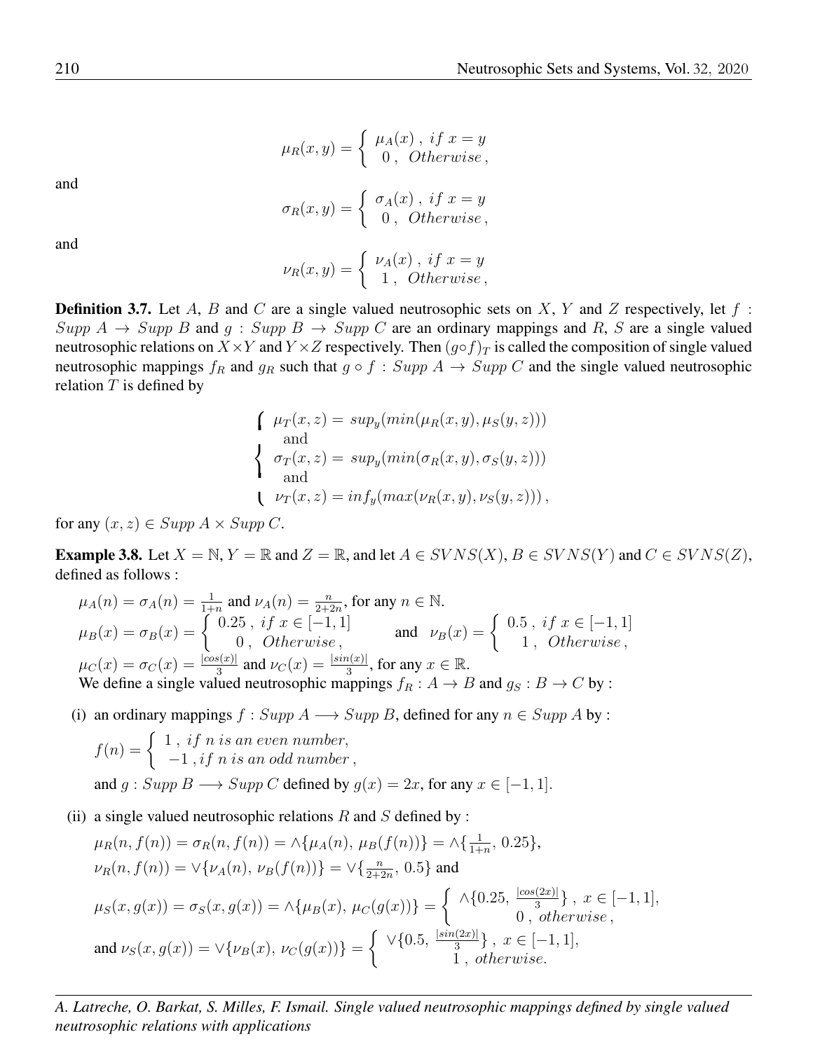$$\mu_R(x,y) = \begin{cases} \mu_A(x)\ ,\ if\ x = y \\ 0\ ,\ Otherwise\ , \end{cases}$$

and

$$\sigma_R(x,y) = \begin{cases} \sigma_A(x)\ ,\ if\ x = y \\ 0\ ,\ Otherwise\ , \end{cases}$$

and

$$\nu_R(x,y) = \begin{cases} \nu_A(x)\ ,\ if\ x = y \\ 1\ ,\ Otherwise\ , \end{cases}$$

**Definition 3.7.** Let $A$, $B$ and $C$ are a single valued neutrosophic sets on $X$, $Y$ and $Z$ respectively, let $f : Supp\ A \to Supp\ B$ and $g : Supp\ B \to Supp\ C$ are an ordinary mappings and $R$, $S$ are a single valued neutrosophic relations on $X \times Y$ and $Y \times Z$ respectively. Then $(g \circ f)_T$ is called the composition of single valued neutrosophic mappings $f_R$ and $g_R$ such that $g \circ f : Supp\ A \to Supp\ C$ and the single valued neutrosophic relation $T$ is defined by

$$\begin{cases} \mu_T(x,z) = sup_y(min(\mu_R(x,y), \mu_S(y,z))) \\ \quad \text{and} \\ \sigma_T(x,z) = sup_y(min(\sigma_R(x,y), \sigma_S(y,z))) \\ \quad \text{and} \\ \nu_T(x,z) = inf_y(max(\nu_R(x,y), \nu_S(y,z)))\ , \end{cases}$$

for any $(x,z) \in Supp\ A \times Supp\ C$.

**Example 3.8.** Let $X = \mathbb{N}$, $Y = \mathbb{R}$ and $Z = \mathbb{R}$, and let $A \in SVNS(X)$, $B \in SVNS(Y)$ and $C \in SVNS(Z)$, defined as follows :

$\mu_A(n) = \sigma_A(n) = \frac{1}{1+n}$ and $\nu_A(n) = \frac{n}{2+2n}$, for any $n \in \mathbb{N}$.

$\mu_B(x) = \sigma_B(x) = \begin{cases} 0.25\ ,\ if\ x \in [-1,1] \\ 0\ ,\ Otherwise\ , \end{cases}$ and $\nu_B(x) = \begin{cases} 0.5\ ,\ if\ x \in [-1,1] \\ 1\ ,\ Otherwise\ , \end{cases}$

$\mu_C(x) = \sigma_C(x) = \frac{|cos(x)|}{3}$ and $\nu_C(x) = \frac{|sin(x)|}{3}$, for any $x \in \mathbb{R}$.

We define a single valued neutrosophic mappings $f_R : A \to B$ and $g_S : B \to C$ by :

(i) an ordinary mappings $f : Supp\ A \longrightarrow Supp\ B$, defined for any $n \in Supp\ A$ by :

$f(n) = \begin{cases} 1\ ,\ if\ n\ is\ an\ even\ number, \\ -1\ ,if\ n\ is\ an\ odd\ number\ , \end{cases}$

and $g : Supp\ B \longrightarrow Supp\ C$ defined by $g(x) = 2x$, for any $x \in [-1,1]$.

(ii) a single valued neutrosophic relations $R$ and $S$ defined by :

$\mu_R(n, f(n)) = \sigma_R(n, f(n)) = \wedge\{\mu_A(n),\ \mu_B(f(n))\} = \wedge\{\frac{1}{1+n},\ 0.25\}$,

$\nu_R(n, f(n)) = \vee\{\nu_A(n),\ \nu_B(f(n))\} = \vee\{\frac{n}{2+2n},\ 0.5\}$ and

$\mu_S(x, g(x)) = \sigma_S(x, g(x)) = \wedge\{\mu_B(x),\ \mu_C(g(x))\} = \begin{cases} \wedge\{0.25,\ \frac{|cos(2x)|}{3}\}\ ,\ x \in [-1,1], \\ 0\ ,\ otherwise\ , \end{cases}$

and $\nu_S(x, g(x)) = \vee\{\nu_B(x),\ \nu_C(g(x))\} = \begin{cases} \vee\{0.5,\ \frac{|sin(2x)|}{3}\}\ ,\ x \in [-1,1], \\ 1\ ,\ otherwise. \end{cases}$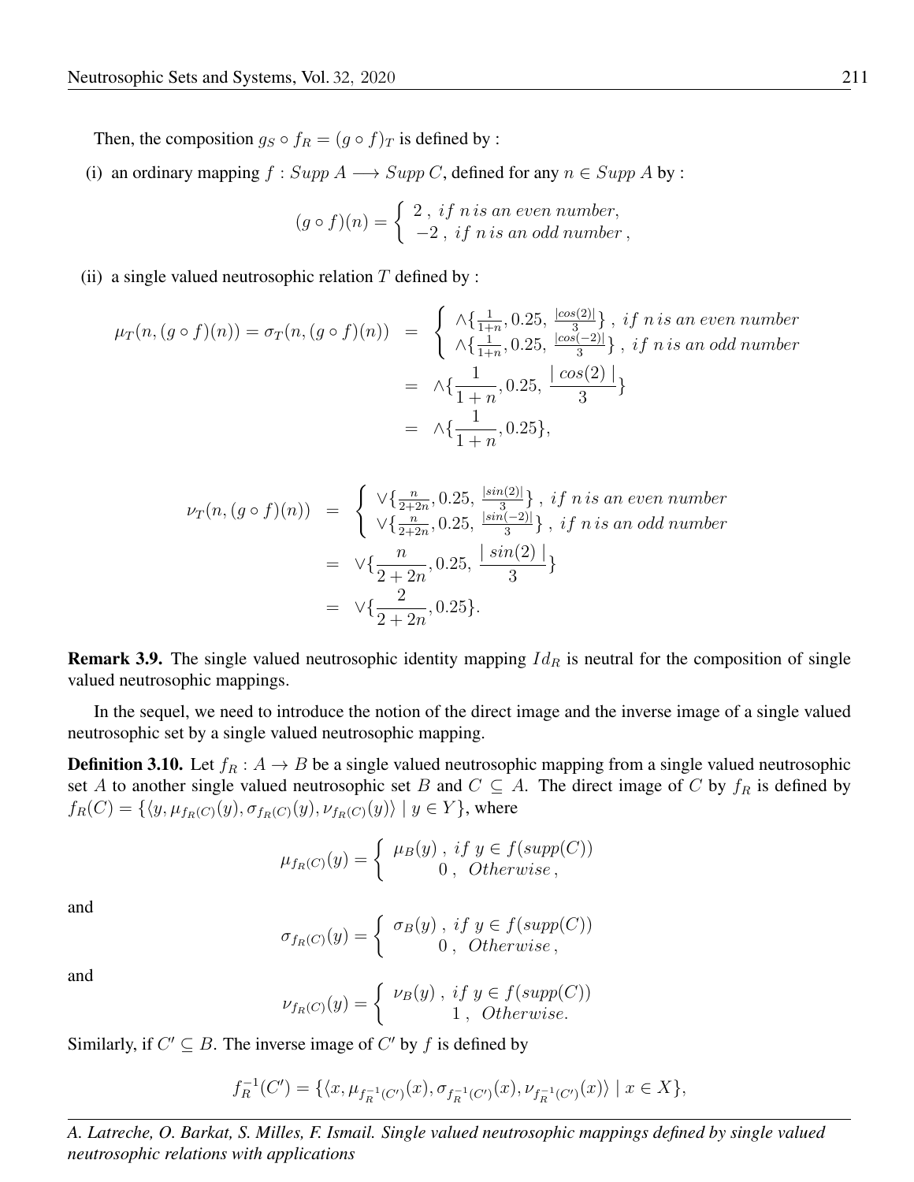Then, the composition $g_S \circ f_R = (g \circ f)_T$ is defined by :

(i) an ordinary mapping $f : Supp\ A \longrightarrow Supp\ C$, defined for any $n \in Supp\ A$ by :

$$(g \circ f)(n) = \begin{cases} 2\ ,\ if\ n\ is\ an\ even\ number, \\ -2\ ,\ if\ n\ is\ an\ odd\ number\ , \end{cases}$$

(ii) a single valued neutrosophic relation $T$ defined by :

$$\begin{aligned}
\mu_T(n, (g \circ f)(n)) = \sigma_T(n, (g \circ f)(n)) &= \begin{cases} \wedge\{\frac{1}{1+n}, 0.25, \frac{|cos(2)|}{3}\}\ ,\ if\ n\ is\ an\ even\ number \\ \wedge\{\frac{1}{1+n}, 0.25, \frac{|cos(-2)|}{3}\}\ ,\ if\ n\ is\ an\ odd\ number \end{cases} \\
&= \wedge\{\frac{1}{1+n}, 0.25, \frac{|\ cos(2)\ |}{3}\} \\
&= \wedge\{\frac{1}{1+n}, 0.25\},
\end{aligned}$$

$$\begin{aligned}
\nu_T(n, (g \circ f)(n)) &= \begin{cases} \vee\{\frac{n}{2+2n}, 0.25, \frac{|sin(2)|}{3}\}\ ,\ if\ n\ is\ an\ even\ number \\ \vee\{\frac{n}{2+2n}, 0.25, \frac{|sin(-2)|}{3}\}\ ,\ if\ n\ is\ an\ odd\ number \end{cases} \\
&= \vee\{\frac{n}{2+2n}, 0.25, \frac{|\ sin(2)\ |}{3}\} \\
&= \vee\{\frac{2}{2+2n}, 0.25\}.
\end{aligned}$$

**Remark 3.9.** The single valued neutrosophic identity mapping $Id_R$ is neutral for the composition of single valued neutrosophic mappings.

In the sequel, we need to introduce the notion of the direct image and the inverse image of a single valued neutrosophic set by a single valued neutrosophic mapping.

**Definition 3.10.** Let $f_R : A \rightarrow B$ be a single valued neutrosophic mapping from a single valued neutrosophic set $A$ to another single valued neutrosophic set $B$ and $C \subseteq A$. The direct image of $C$ by $f_R$ is defined by $f_R(C) = \{\langle y, \mu_{f_R(C)}(y), \sigma_{f_R(C)}(y), \nu_{f_R(C)}(y)\rangle \mid y \in Y\}$, where

$$\mu_{f_R(C)}(y) = \begin{cases} \mu_B(y)\ ,\ if\ y \in f(supp(C)) \\ 0\ ,\ \ Otherwise\ , \end{cases}$$

and

$$\sigma_{f_R(C)}(y) = \begin{cases} \sigma_B(y)\ ,\ if\ y \in f(supp(C)) \\ 0\ ,\ \ Otherwise\ , \end{cases}$$

and

$$\nu_{f_R(C)}(y) = \begin{cases} \nu_B(y)\ ,\ if\ y \in f(supp(C)) \\ 1\ ,\ \ Otherwise. \end{cases}$$

Similarly, if $C' \subseteq B$. The inverse image of $C'$ by $f$ is defined by

$$f_R^{-1}(C') = \{\langle x, \mu_{f_R^{-1}(C')}(x), \sigma_{f_R^{-1}(C')}(x), \nu_{f_R^{-1}(C')}(x)\rangle \mid x \in X\},$$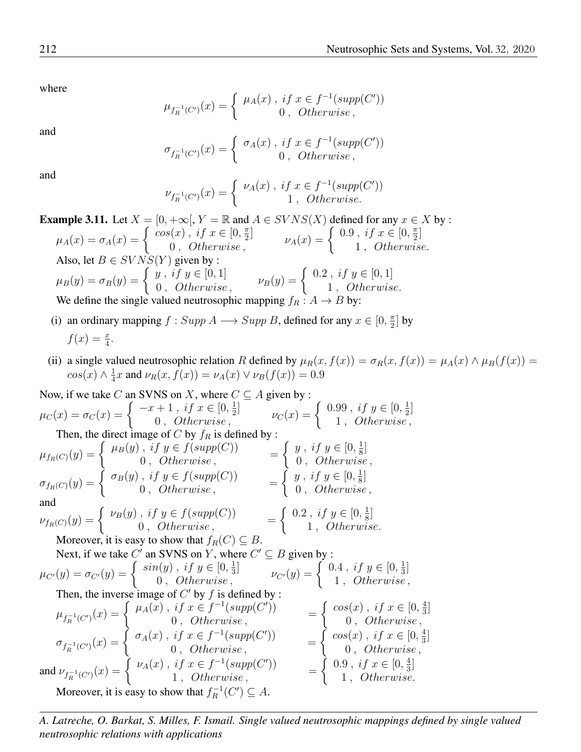where

$$\mu_{f_R^{-1}(C')}(x) = \begin{cases} \mu_A(x)\,,\ if\ x \in f^{-1}(supp(C')) \\ 0\,,\ Otherwise\,, \end{cases}$$

and

$$\sigma_{f_R^{-1}(C')}(x) = \begin{cases} \sigma_A(x)\,,\ if\ x \in f^{-1}(supp(C')) \\ 0\,,\ Otherwise\,, \end{cases}$$

and

$$\nu_{f_R^{-1}(C')}(x) = \begin{cases} \nu_A(x)\,,\ if\ x \in f^{-1}(supp(C')) \\ 1\,,\ Otherwise. \end{cases}$$

**Example 3.11.** Let $X = [0, +\infty[$, $Y = \mathbb{R}$ and $A \in SVNS(X)$ defined for any $x \in X$ by :

$$\mu_A(x) = \sigma_A(x) = \begin{cases} cos(x)\,,\ if\ x \in [0, \frac{\pi}{2}] \\ 0\,,\ Otherwise\,, \end{cases} \qquad \nu_A(x) = \begin{cases} 0.9\,,\ if\ x \in [0, \frac{\pi}{2}] \\ 1\,,\ Otherwise. \end{cases}$$

Also, let $B \in SVNS(Y)$ given by :

$$\mu_B(y) = \sigma_B(y) = \begin{cases} y\,,\ if\ y \in [0, 1] \\ 0\,,\ Otherwise\,, \end{cases} \qquad \nu_B(y) = \begin{cases} 0.2\,,\ if\ y \in [0, 1] \\ 1\,,\ Otherwise. \end{cases}$$

We define the single valued neutrosophic mapping $f_R : A \to B$ by:

(i) an ordinary mapping $f : Supp\ A \longrightarrow Supp\ B$, defined for any $x \in [0, \frac{\pi}{2}]$ by $f(x) = \frac{x}{4}$.

(ii) a single valued neutrosophic relation $R$ defined by $\mu_R(x, f(x)) = \sigma_R(x, f(x)) = \mu_A(x) \wedge \mu_B(f(x)) = cos(x) \wedge \frac{1}{4}x$ and $\nu_R(x, f(x)) = \nu_A(x) \vee \nu_B(f(x)) = 0.9$

Now, if we take $C$ an SVNS on $X$, where $C \subseteq A$ given by :

$$\mu_C(x) = \sigma_C(x) = \begin{cases} -x + 1\,,\ if\ x \in [0, \frac{1}{2}] \\ 0\,,\ Otherwise\,, \end{cases} \qquad \nu_C(x) = \begin{cases} 0.99\,,\ if\ y \in [0, \frac{1}{2}] \\ 1\,,\ Otherwise\,, \end{cases}$$

Then, the direct image of $C$ by $f_R$ is defined by :

$$\mu_{f_R(C)}(y) = \begin{cases} \mu_B(y)\,,\ if\ y \in f(supp(C)) \\ 0\,,\ Otherwise\,, \end{cases} = \begin{cases} y\,,\ if\ y \in [0, \frac{1}{8}] \\ 0\,,\ Otherwise\,, \end{cases}$$

$$\sigma_{f_R(C)}(y) = \begin{cases} \sigma_B(y)\,,\ if\ y \in f(supp(C)) \\ 0\,,\ Otherwise\,, \end{cases} = \begin{cases} y\,,\ if\ y \in [0, \frac{1}{8}] \\ 0\,,\ Otherwise\,, \end{cases}$$

and

$$\nu_{f_R(C)}(y) = \begin{cases} \nu_B(y)\,,\ if\ y \in f(supp(C)) \\ 0\,,\ Otherwise\,, \end{cases} = \begin{cases} 0.2\,,\ if\ y \in [0, \frac{1}{8}] \\ 1\,,\ Otherwise. \end{cases}$$

Moreover, it is easy to show that $f_R(C) \subseteq B$.

Next, if we take $C'$ an SVNS on $Y$, where $C' \subseteq B$ given by :

$$\mu_{C'}(y) = \sigma_{C'}(y) = \begin{cases} sin(y)\,,\ if\ y \in [0, \frac{1}{3}] \\ 0\,,\ Otherwise\,, \end{cases} \qquad \nu_{C'}(y) = \begin{cases} 0.4\,,\ if\ y \in [0, \frac{1}{3}] \\ 1\,,\ Otherwise\,, \end{cases}$$

Then, the inverse image of $C'$ by $f$ is defined by :

$$\mu_{f_R^{-1}(C')}(x) = \begin{cases} \mu_A(x)\,,\ if\ x \in f^{-1}(supp(C')) \\ 0\,,\ Otherwise\,, \end{cases} = \begin{cases} cos(x)\,,\ if\ x \in [0, \frac{4}{3}] \\ 0\,,\ Otherwise\,, \end{cases}$$

$$\sigma_{f_R^{-1}(C')}(x) = \begin{cases} \sigma_A(x)\,,\ if\ x \in f^{-1}(supp(C')) \\ 0\,,\ Otherwise\,, \end{cases} = \begin{cases} cos(x)\,,\ if\ x \in [0, \frac{4}{3}] \\ 0\,,\ Otherwise\,, \end{cases}$$

and

$$\nu_{f_R^{-1}(C')}(x) = \begin{cases} \nu_A(x)\,,\ if\ x \in f^{-1}(supp(C')) \\ 1\,,\ Otherwise\,, \end{cases} = \begin{cases} 0.9\,,\ if\ x \in [0, \frac{4}{3}] \\ 1\,,\ Otherwise. \end{cases}$$

Moreover, it is easy to show that $f_R^{-1}(C') \subseteq A$.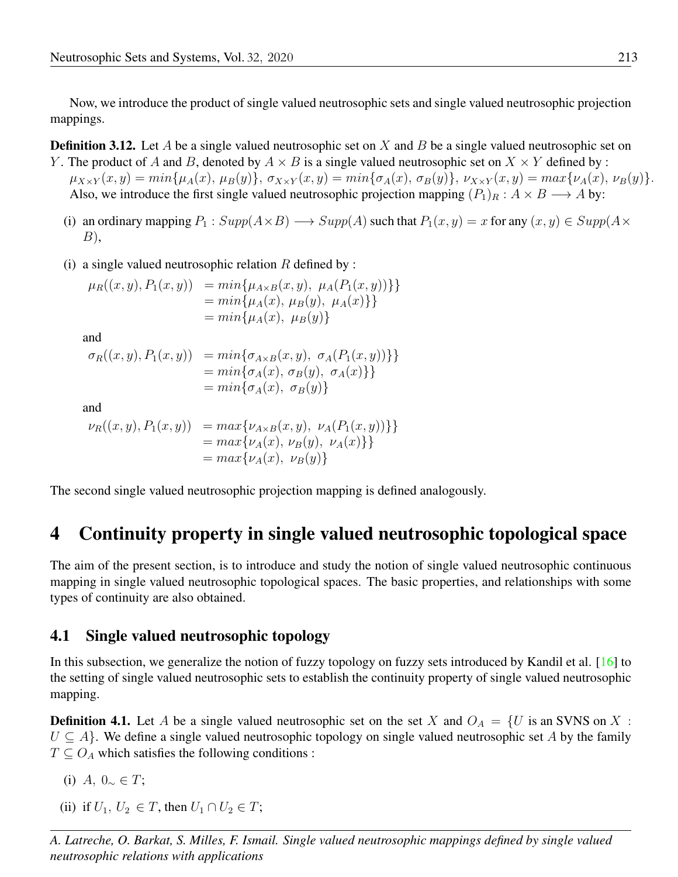Now, we introduce the product of single valued neutrosophic sets and single valued neutrosophic projection mappings.

**Definition 3.12.** Let $A$ be a single valued neutrosophic set on $X$ and $B$ be a single valued neutrosophic set on $Y$. The product of $A$ and $B$, denoted by $A \times B$ is a single valued neutrosophic set on $X \times Y$ defined by : $\mu_{X\times Y}(x, y) = min\{\mu_A(x),\ \mu_B(y)\}$, $\sigma_{X\times Y}(x, y) = min\{\sigma_A(x),\ \sigma_B(y)\}$, $\nu_{X\times Y}(x, y) = max\{\nu_A(x),\ \nu_B(y)\}$.
Also, we introduce the first single valued neutrosophic projection mapping $(P_1)_R : A \times B \longrightarrow A$ by:

(i) an ordinary mapping $P_1 : Supp(A\times B) \longrightarrow Supp(A)$ such that $P_1(x, y) = x$ for any $(x, y) \in Supp(A\times B)$,

(i) a single valued neutrosophic relation $R$ defined by :

$$\begin{aligned}
\mu_R((x, y), P_1(x, y)) &= min\{\mu_{A\times B}(x, y),\ \mu_A(P_1(x, y))\}\} \\
&= min\{\mu_A(x),\ \mu_B(y),\ \mu_A(x)\}\} \\
&= min\{\mu_A(x),\ \mu_B(y)\}
\end{aligned}$$

and

$$\begin{aligned}
\sigma_R((x, y), P_1(x, y)) &= min\{\sigma_{A\times B}(x, y),\ \sigma_A(P_1(x, y))\}\} \\
&= min\{\sigma_A(x),\ \sigma_B(y),\ \sigma_A(x)\}\} \\
&= min\{\sigma_A(x),\ \sigma_B(y)\}
\end{aligned}$$

and

$$\begin{aligned}
\nu_R((x, y), P_1(x, y)) &= max\{\nu_{A\times B}(x, y),\ \nu_A(P_1(x, y))\}\} \\
&= max\{\nu_A(x),\ \nu_B(y),\ \nu_A(x)\}\} \\
&= max\{\nu_A(x),\ \nu_B(y)\}
\end{aligned}$$

The second single valued neutrosophic projection mapping is defined analogously.

# 4 Continuity property in single valued neutrosophic topological space

The aim of the present section, is to introduce and study the notion of single valued neutrosophic continuous mapping in single valued neutrosophic topological spaces. The basic properties, and relationships with some types of continuity are also obtained.

## 4.1 Single valued neutrosophic topology

In this subsection, we generalize the notion of fuzzy topology on fuzzy sets introduced by Kandil et al. [16] to the setting of single valued neutrosophic sets to establish the continuity property of single valued neutrosophic mapping.

**Definition 4.1.** Let $A$ be a single valued neutrosophic set on the set $X$ and $O_A = \{U$ is an SVNS on $X$ : $U \subseteq A\}$. We define a single valued neutrosophic topology on single valued neutrosophic set $A$ by the family $T \subseteq O_A$ which satisfies the following conditions :

(i) $A,\ 0_\sim \in T$;

(ii) if $U_1,\ U_2\ \in T$, then $U_1 \cap U_2 \in T$;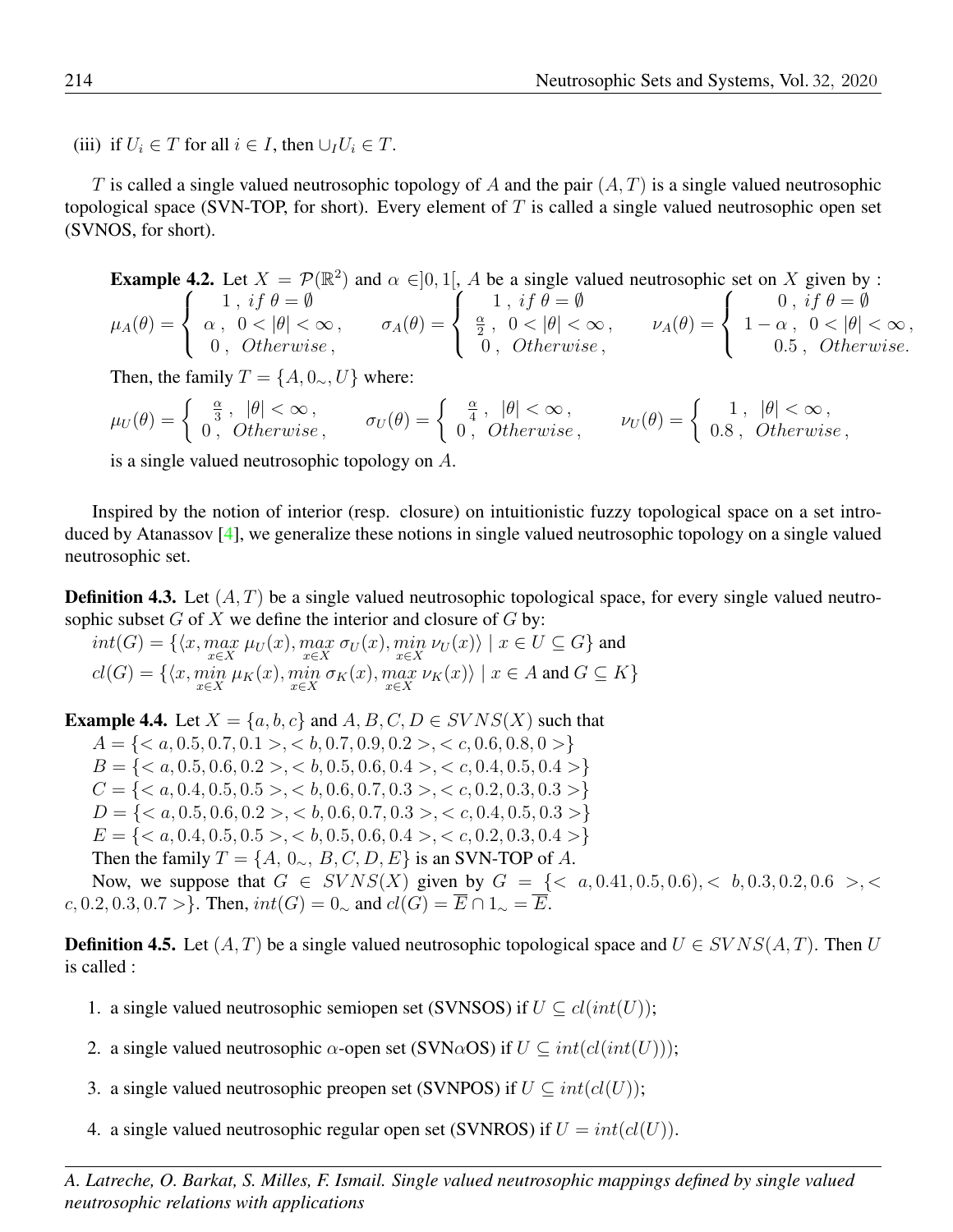(iii) if $U_i \in T$ for all $i \in I$, then $\cup_I U_i \in T$.

$T$ is called a single valued neutrosophic topology of $A$ and the pair $(A, T)$ is a single valued neutrosophic topological space (SVN-TOP, for short). Every element of $T$ is called a single valued neutrosophic open set (SVNOS, for short).

**Example 4.2.** Let $X = \mathcal{P}(\mathbb{R}^2)$ and $\alpha \in ]0, 1[$, $A$ be a single valued neutrosophic set on $X$ given by :

$$\mu_A(\theta) = \begin{cases} 1\,, \; if\; \theta = \emptyset \\ \alpha\,, \;\; 0 < |\theta| < \infty\,, \\ 0\,, \;\; Otherwise\,, \end{cases} \qquad \sigma_A(\theta) = \begin{cases} 1\,, \; if\; \theta = \emptyset \\ \frac{\alpha}{2}\,, \;\; 0 < |\theta| < \infty\,, \\ 0\,, \;\; Otherwise\,, \end{cases} \qquad \nu_A(\theta) = \begin{cases} 0\,, \; if\; \theta = \emptyset \\ 1-\alpha\,, \;\; 0 < |\theta| < \infty\,, \\ 0.5\,, \;\; Otherwise. \end{cases}$$

Then, the family $T = \{A, 0_\sim, U\}$ where:

$$\mu_U(\theta) = \begin{cases} \frac{\alpha}{3}\,, \;\; |\theta| < \infty\,, \\ 0\,, \;\; Otherwise\,, \end{cases} \qquad \sigma_U(\theta) = \begin{cases} \frac{\alpha}{4}\,, \;\; |\theta| < \infty\,, \\ 0\,, \;\; Otherwise\,, \end{cases} \qquad \nu_U(\theta) = \begin{cases} 1\,, \;\; |\theta| < \infty\,, \\ 0.8\,, \;\; Otherwise\,, \end{cases}$$

is a single valued neutrosophic topology on $A$.

Inspired by the notion of interior (resp. closure) on intuitionistic fuzzy topological space on a set introduced by Atanassov [4], we generalize these notions in single valued neutrosophic topology on a single valued neutrosophic set.

**Definition 4.3.** Let $(A, T)$ be a single valued neutrosophic topological space, for every single valued neutrosophic subset $G$ of $X$ we define the interior and closure of $G$ by:

$int(G) = \{\langle x, \max_{x\in X} \mu_U(x), \max_{x\in X} \sigma_U(x), \min_{x\in X} \nu_U(x)\rangle \mid x \in U \subseteq G\}$ and

$cl(G) = \{\langle x, \min_{x\in X} \mu_K(x), \min_{x\in X} \sigma_K(x), \max_{x\in X} \nu_K(x)\rangle \mid x \in A \text{ and } G \subseteq K\}$

**Example 4.4.** Let $X = \{a, b, c\}$ and $A, B, C, D \in SVNS(X)$ such that

$A = \{< a, 0.5, 0.7, 0.1 >, < b, 0.7, 0.9, 0.2 >, < c, 0.6, 0.8, 0 >\}$

$B = \{< a, 0.5, 0.6, 0.2 >, < b, 0.5, 0.6, 0.4 >, < c, 0.4, 0.5, 0.4 >\}$

$C = \{< a, 0.4, 0.5, 0.5 >, < b, 0.6, 0.7, 0.3 >, < c, 0.2, 0.3, 0.3 >\}$

$D = \{< a, 0.5, 0.6, 0.2 >, < b, 0.6, 0.7, 0.3 >, < c, 0.4, 0.5, 0.3 >\}$

$E = \{< a, 0.4, 0.5, 0.5 >, < b, 0.5, 0.6, 0.4 >, < c, 0.2, 0.3, 0.4 >\}$

Then the family $T = \{A,\ 0_\sim,\ B, C, D, E\}$ is an SVN-TOP of $A$.

Now, we suppose that $G \in SVNS(X)$ given by $G = \{< a, 0.41, 0.5, 0.6), < b, 0.3, 0.2, 0.6 >, < c, 0.2, 0.3, 0.7 >\}$. Then, $int(G) = 0_\sim$ and $cl(G) = \overline{E} \cap 1_\sim = \overline{E}$.

**Definition 4.5.** Let $(A, T)$ be a single valued neutrosophic topological space and $U \in SVNS(A, T)$. Then $U$ is called :

1. a single valued neutrosophic semiopen set (SVNSOS) if $U \subseteq cl(int(U))$;
2. a single valued neutrosophic $\alpha$-open set (SVN$\alpha$OS) if $U \subseteq int(cl(int(U)))$;
3. a single valued neutrosophic preopen set (SVNPOS) if $U \subseteq int(cl(U))$;
4. a single valued neutrosophic regular open set (SVNROS) if $U = int(cl(U))$.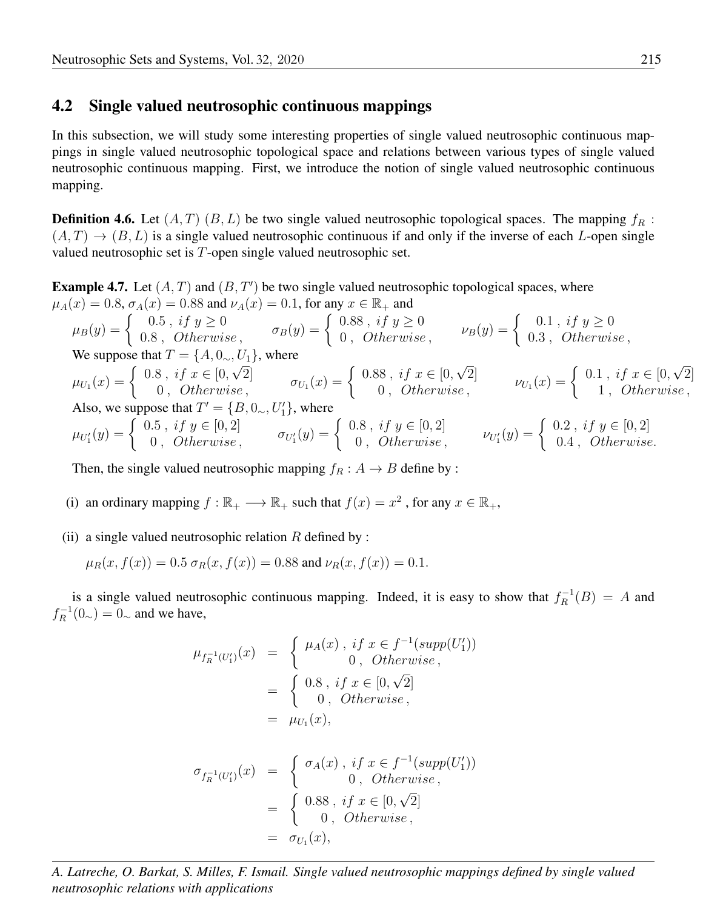## 4.2 Single valued neutrosophic continuous mappings

In this subsection, we will study some interesting properties of single valued neutrosophic continuous mappings in single valued neutrosophic topological space and relations between various types of single valued neutrosophic continuous mapping. First, we introduce the notion of single valued neutrosophic continuous mapping.

**Definition 4.6.** Let $(A, T)$ $(B, L)$ be two single valued neutrosophic topological spaces. The mapping $f_R : (A, T) \to (B, L)$ is a single valued neutrosophic continuous if and only if the inverse of each $L$-open single valued neutrosophic set is $T$-open single valued neutrosophic set.

**Example 4.7.** Let $(A, T)$ and $(B, T')$ be two single valued neutrosophic topological spaces, where $\mu_A(x) = 0.8$, $\sigma_A(x) = 0.88$ and $\nu_A(x) = 0.1$, for any $x \in \mathbb{R}_+$ and

$$\mu_B(y) = \begin{cases} 0.5\,,\ if\ y \geq 0 \\ 0.8\,,\ Otherwise\,, \end{cases} \qquad \sigma_B(y) = \begin{cases} 0.88\,,\ if\ y \geq 0 \\ 0\,,\ Otherwise\,, \end{cases} \qquad \nu_B(y) = \begin{cases} 0.1\,,\ if\ y \geq 0 \\ 0.3\,,\ Otherwise\,, \end{cases}$$

We suppose that $T = \{A, 0_\sim, U_1\}$, where

$$\mu_{U_1}(x) = \begin{cases} 0.8\,,\ if\ x \in [0, \sqrt{2}] \\ 0\,,\ Otherwise\,, \end{cases} \qquad \sigma_{U_1}(x) = \begin{cases} 0.88\,,\ if\ x \in [0, \sqrt{2}] \\ 0\,,\ Otherwise\,, \end{cases} \qquad \nu_{U_1}(x) = \begin{cases} 0.1\,,\ if\ x \in [0, \sqrt{2}] \\ 1\,,\ Otherwise\,, \end{cases}$$

Also, we suppose that $T' = \{B, 0_\sim, U_1'\}$, where

$$\mu_{U_1'}(y) = \begin{cases} 0.5\,,\ if\ y \in [0, 2] \\ 0\,,\ Otherwise\,, \end{cases} \qquad \sigma_{U_1'}(y) = \begin{cases} 0.8\,,\ if\ y \in [0, 2] \\ 0\,,\ Otherwise\,, \end{cases} \qquad \nu_{U_1'}(y) = \begin{cases} 0.2\,,\ if\ y \in [0, 2] \\ 0.4\,,\ Otherwise. \end{cases}$$

Then, the single valued neutrosophic mapping $f_R : A \to B$ define by :

(i) an ordinary mapping $f : \mathbb{R}_+ \longrightarrow \mathbb{R}_+$ such that $f(x) = x^2$ , for any $x \in \mathbb{R}_+$,

(ii) a single valued neutrosophic relation $R$ defined by :

$\mu_R(x, f(x)) = 0.5$ $\sigma_R(x, f(x)) = 0.88$ and $\nu_R(x, f(x)) = 0.1$.

is a single valued neutrosophic continuous mapping. Indeed, it is easy to show that $f_R^{-1}(B) = A$ and $f_R^{-1}(0_\sim) = 0_\sim$ and we have,

$$\begin{aligned} \mu_{f_R^{-1}(U_1')}(x) &= \begin{cases} \mu_A(x)\,,\ if\ x \in f^{-1}(supp(U_1')) \\ 0\,,\ Otherwise\,, \end{cases} \\ &= \begin{cases} 0.8\,,\ if\ x \in [0, \sqrt{2}] \\ 0\,,\ Otherwise\,, \end{cases} \\ &= \mu_{U_1}(x), \end{aligned}$$

$$\begin{aligned} \sigma_{f_R^{-1}(U_1')}(x) &= \begin{cases} \sigma_A(x)\,,\ if\ x \in f^{-1}(supp(U_1')) \\ 0\,,\ Otherwise\,, \end{cases} \\ &= \begin{cases} 0.88\,,\ if\ x \in [0, \sqrt{2}] \\ 0\,,\ Otherwise\,, \end{cases} \\ &= \sigma_{U_1}(x), \end{aligned}$$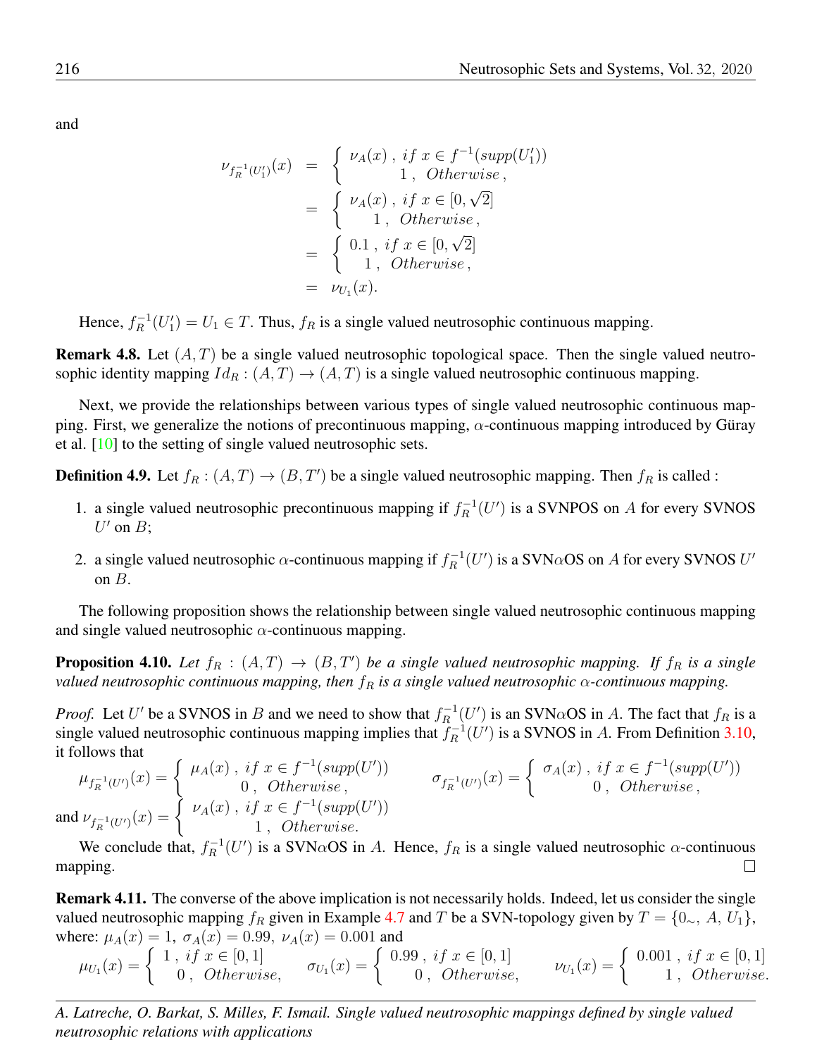and

$$
\begin{aligned}
\nu_{f_R^{-1}(U_1')}(x) &= \left\{ \begin{array}{c} \nu_A(x)\,,\ if\ x \in f^{-1}(supp(U_1')) \\ 1\,,\ \ Otherwise\,, \end{array} \right. \\
&= \left\{ \begin{array}{c} \nu_A(x)\,,\ if\ x \in [0,\sqrt{2}] \\ 1\,,\ \ Otherwise\,, \end{array} \right. \\
&= \left\{ \begin{array}{c} 0.1\,,\ if\ x \in [0,\sqrt{2}] \\ 1\,,\ \ Otherwise\,, \end{array} \right. \\
&= \nu_{U_1}(x).
\end{aligned}
$$

Hence, $f_R^{-1}(U_1') = U_1 \in T$. Thus, $f_R$ is a single valued neutrosophic continuous mapping.

**Remark 4.8.** Let $(A, T)$ be a single valued neutrosophic topological space. Then the single valued neutrosophic identity mapping $Id_R : (A, T) \to (A, T)$ is a single valued neutrosophic continuous mapping.

Next, we provide the relationships between various types of single valued neutrosophic continuous mapping. First, we generalize the notions of precontinuous mapping, $\alpha$-continuous mapping introduced by Güray et al. [10] to the setting of single valued neutrosophic sets.

**Definition 4.9.** Let $f_R : (A, T) \to (B, T')$ be a single valued neutrosophic mapping. Then $f_R$ is called :

1. a single valued neutrosophic precontinuous mapping if $f_R^{-1}(U')$ is a SVNPOS on $A$ for every SVNOS $U'$ on $B$;
2. a single valued neutrosophic $\alpha$-continuous mapping if $f_R^{-1}(U')$ is a SVN$\alpha$OS on $A$ for every SVNOS $U'$ on $B$.

The following proposition shows the relationship between single valued neutrosophic continuous mapping and single valued neutrosophic $\alpha$-continuous mapping.

**Proposition 4.10.** *Let $f_R : (A, T) \to (B, T')$ be a single valued neutrosophic mapping. If $f_R$ is a single valued neutrosophic continuous mapping, then $f_R$ is a single valued neutrosophic $\alpha$-continuous mapping.*

*Proof.* Let $U'$ be a SVNOS in $B$ and we need to show that $f_R^{-1}(U')$ is an SVN$\alpha$OS in $A$. The fact that $f_R$ is a single valued neutrosophic continuous mapping implies that $f_R^{-1}(U')$ is a SVNOS in $A$. From Definition 3.10, it follows that

$$
\mu_{f_R^{-1}(U')}(x) = \left\{ \begin{array}{c} \mu_A(x)\,,\ if\ x \in f^{-1}(supp(U')) \\ 0\,,\ \ Otherwise\,, \end{array} \right. \qquad \sigma_{f_R^{-1}(U')}(x) = \left\{ \begin{array}{c} \sigma_A(x)\,,\ if\ x \in f^{-1}(supp(U')) \\ 0\,,\ \ Otherwise\,, \end{array} \right.
$$

and $\nu_{f_R^{-1}(U')}(x) = \left\{ \begin{array}{c} \nu_A(x)\,,\ if\ x \in f^{-1}(supp(U')) \\ 1\,,\ \ Otherwise. \end{array} \right.$

We conclude that, $f_R^{-1}(U')$ is a SVN$\alpha$OS in $A$. Hence, $f_R$ is a single valued neutrosophic $\alpha$-continuous mapping. □

**Remark 4.11.** The converse of the above implication is not necessarily holds. Indeed, let us consider the single valued neutrosophic mapping $f_R$ given in Example 4.7 and $T$ be a SVN-topology given by $T = \{0_\sim,\ A,\ U_1\}$, where: $\mu_A(x) = 1,\ \sigma_A(x) = 0.99,\ \nu_A(x) = 0.001$ and

$$
\mu_{U_1}(x) = \left\{ \begin{array}{c} 1\,,\ if\ x \in [0,1] \\ 0\,,\ \ Otherwise, \end{array} \right. \qquad \sigma_{U_1}(x) = \left\{ \begin{array}{c} 0.99\,,\ if\ x \in [0,1] \\ 0\,,\ \ Otherwise, \end{array} \right. \qquad \nu_{U_1}(x) = \left\{ \begin{array}{c} 0.001\,,\ if\ x \in [0,1] \\ 1\,,\ \ Otherwise. \end{array} \right.
$$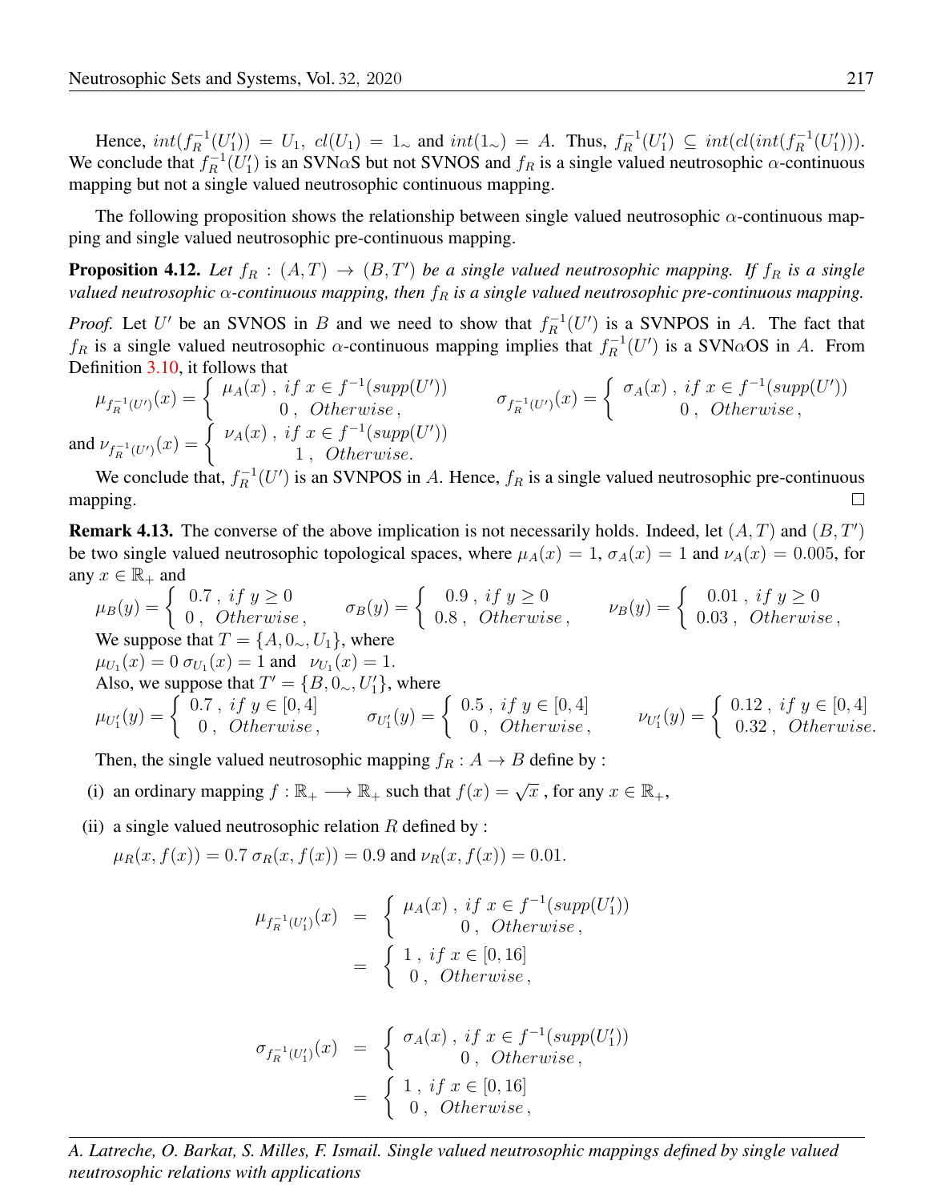Hence, $int(f_R^{-1}(U_1')) = U_1$, $cl(U_1) = 1_\sim$ and $int(1_\sim) = A$. Thus, $f_R^{-1}(U_1') \subseteq int(cl(int(f_R^{-1}(U_1'))))$. We conclude that $f_R^{-1}(U_1')$ is an SVN$\alpha$S but not SVNOS and $f_R$ is a single valued neutrosophic $\alpha$-continuous mapping but not a single valued neutrosophic continuous mapping.

The following proposition shows the relationship between single valued neutrosophic $\alpha$-continuous mapping and single valued neutrosophic pre-continuous mapping.

**Proposition 4.12.** *Let $f_R : (A,T) \to (B,T')$ be a single valued neutrosophic mapping. If $f_R$ is a single valued neutrosophic $\alpha$-continuous mapping, then $f_R$ is a single valued neutrosophic pre-continuous mapping.*

*Proof.* Let $U'$ be an SVNOS in $B$ and we need to show that $f_R^{-1}(U')$ is a SVNPOS in $A$. The fact that $f_R$ is a single valued neutrosophic $\alpha$-continuous mapping implies that $f_R^{-1}(U')$ is a SVN$\alpha$OS in $A$. From Definition 3.10, it follows that

$$\mu_{f_R^{-1}(U')}(x) = \begin{cases} \mu_A(x)\,,\ if\ x \in f^{-1}(supp(U')) \\ 0\,,\ Otherwise\,, \end{cases} \qquad \sigma_{f_R^{-1}(U')}(x) = \begin{cases} \sigma_A(x)\,,\ if\ x \in f^{-1}(supp(U')) \\ 0\,,\ Otherwise\,, \end{cases}$$

and $\nu_{f_R^{-1}(U')}(x) = \begin{cases} \nu_A(x)\,,\ if\ x \in f^{-1}(supp(U')) \\ 1\,,\ Otherwise. \end{cases}$

We conclude that, $f_R^{-1}(U')$ is an SVNPOS in $A$. Hence, $f_R$ is a single valued neutrosophic pre-continuous mapping. □

**Remark 4.13.** The converse of the above implication is not necessarily holds. Indeed, let $(A,T)$ and $(B,T')$ be two single valued neutrosophic topological spaces, where $\mu_A(x) = 1$, $\sigma_A(x) = 1$ and $\nu_A(x) = 0.005$, for any $x \in \mathbb{R}_+$ and

$$\mu_B(y) = \begin{cases} 0.7\,,\ if\ y \geq 0 \\ 0\,,\ Otherwise\,, \end{cases} \qquad \sigma_B(y) = \begin{cases} 0.9\,,\ if\ y \geq 0 \\ 0.8\,,\ Otherwise\,, \end{cases} \qquad \nu_B(y) = \begin{cases} 0.01\,,\ if\ y \geq 0 \\ 0.03\,,\ Otherwise\,, \end{cases}$$

We suppose that $T = \{A, 0_\sim, U_1\}$, where
$\mu_{U_1}(x) = 0$ $\sigma_{U_1}(x) = 1$ and $\nu_{U_1}(x) = 1$.
Also, we suppose that $T' = \{B, 0_\sim, U_1'\}$, where

$$\mu_{U_1'}(y) = \begin{cases} 0.7\,,\ if\ y \in [0,4] \\ 0\,,\ Otherwise\,, \end{cases} \qquad \sigma_{U_1'}(y) = \begin{cases} 0.5\,,\ if\ y \in [0,4] \\ 0\,,\ Otherwise\,, \end{cases} \qquad \nu_{U_1'}(y) = \begin{cases} 0.12\,,\ if\ y \in [0,4] \\ 0.32\,,\ Otherwise. \end{cases}$$

Then, the single valued neutrosophic mapping $f_R : A \to B$ define by :

(i) an ordinary mapping $f : \mathbb{R}_+ \longrightarrow \mathbb{R}_+$ such that $f(x) = \sqrt{x}$ , for any $x \in \mathbb{R}_+$,

(ii) a single valued neutrosophic relation $R$ defined by :

$\mu_R(x, f(x)) = 0.7$ $\sigma_R(x, f(x)) = 0.9$ and $\nu_R(x, f(x)) = 0.01$.

$$\mu_{f_R^{-1}(U_1')}(x) = \begin{cases} \mu_A(x)\,,\ if\ x \in f^{-1}(supp(U_1')) \\ 0\,,\ Otherwise\,, \end{cases} = \begin{cases} 1\,,\ if\ x \in [0,16] \\ 0\,,\ Otherwise\,, \end{cases}$$

$$\sigma_{f_R^{-1}(U_1')}(x) = \begin{cases} \sigma_A(x)\,,\ if\ x \in f^{-1}(supp(U_1')) \\ 0\,,\ Otherwise\,, \end{cases} = \begin{cases} 1\,,\ if\ x \in [0,16] \\ 0\,,\ Otherwise\,, \end{cases}$$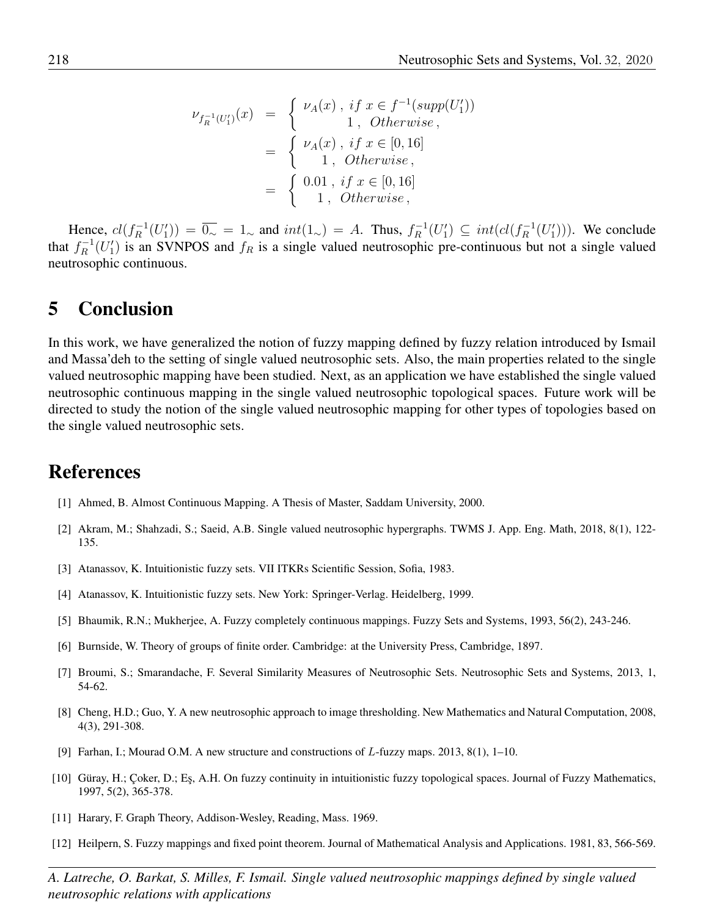$$
\begin{aligned}
\nu_{f_R^{-1}(U_1')}(x) &= \begin{cases} \nu_A(x)\,, \; if\; x \in f^{-1}(supp(U_1')) \\ \quad 1\,, \;\; Otherwise\,, \end{cases} \\
&= \begin{cases} \nu_A(x)\,, \; if\; x \in [0,16] \\ \quad 1\,, \;\; Otherwise\,, \end{cases} \\
&= \begin{cases} 0.01\,, \; if\; x \in [0,16] \\ \quad 1\,, \;\; Otherwise\,, \end{cases}
\end{aligned}
$$

Hence, $cl(f_R^{-1}(U_1')) = \overline{0_\sim} = 1_\sim$ and $int(1_\sim) = A$. Thus, $f_R^{-1}(U_1') \subseteq int(cl(f_R^{-1}(U_1')))$. We conclude that $f_R^{-1}(U_1')$ is an SVNPOS and $f_R$ is a single valued neutrosophic pre-continuous but not a single valued neutrosophic continuous.

# 5 Conclusion

In this work, we have generalized the notion of fuzzy mapping defined by fuzzy relation introduced by Ismail and Massa'deh to the setting of single valued neutrosophic sets. Also, the main properties related to the single valued neutrosophic mapping have been studied. Next, as an application we have established the single valued neutrosophic continuous mapping in the single valued neutrosophic topological spaces. Future work will be directed to study the notion of the single valued neutrosophic mapping for other types of topologies based on the single valued neutrosophic sets.

# References

[1] Ahmed, B. Almost Continuous Mapping. A Thesis of Master, Saddam University, 2000.

[2] Akram, M.; Shahzadi, S.; Saeid, A.B. Single valued neutrosophic hypergraphs. TWMS J. App. Eng. Math, 2018, 8(1), 122-135.

[3] Atanassov, K. Intuitionistic fuzzy sets. VII ITKRs Scientific Session, Sofia, 1983.

[4] Atanassov, K. Intuitionistic fuzzy sets. New York: Springer-Verlag. Heidelberg, 1999.

[5] Bhaumik, R.N.; Mukherjee, A. Fuzzy completely continuous mappings. Fuzzy Sets and Systems, 1993, 56(2), 243-246.

[6] Burnside, W. Theory of groups of finite order. Cambridge: at the University Press, Cambridge, 1897.

[7] Broumi, S.; Smarandache, F. Several Similarity Measures of Neutrosophic Sets. Neutrosophic Sets and Systems, 2013, 1, 54-62.

[8] Cheng, H.D.; Guo, Y. A new neutrosophic approach to image thresholding. New Mathematics and Natural Computation, 2008, 4(3), 291-308.

[9] Farhan, I.; Mourad O.M. A new structure and constructions of $L$-fuzzy maps. 2013, 8(1), 1–10.

[10] Güray, H.; Çoker, D.; Eş, A.H. On fuzzy continuity in intuitionistic fuzzy topological spaces. Journal of Fuzzy Mathematics, 1997, 5(2), 365-378.

[11] Harary, F. Graph Theory, Addison-Wesley, Reading, Mass. 1969.

[12] Heilpern, S. Fuzzy mappings and fixed point theorem. Journal of Mathematical Analysis and Applications. 1981, 83, 566-569.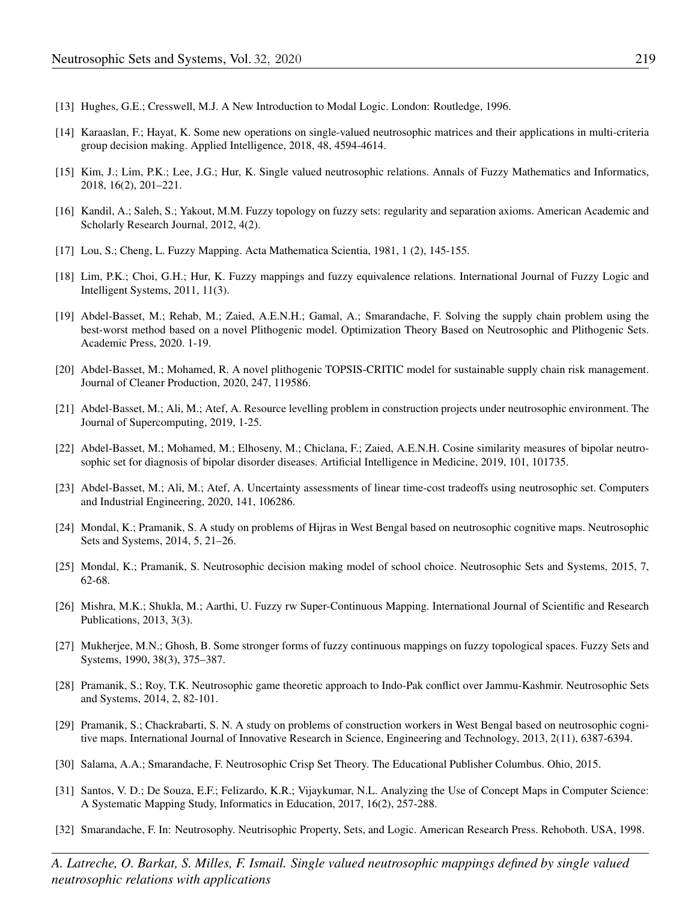[13] Hughes, G.E.; Cresswell, M.J. A New Introduction to Modal Logic. London: Routledge, 1996.

[14] Karaaslan, F.; Hayat, K. Some new operations on single-valued neutrosophic matrices and their applications in multi-criteria group decision making. Applied Intelligence, 2018, 48, 4594-4614.

[15] Kim, J.; Lim, P.K.; Lee, J.G.; Hur, K. Single valued neutrosophic relations. Annals of Fuzzy Mathematics and Informatics, 2018, 16(2), 201–221.

[16] Kandil, A.; Saleh, S.; Yakout, M.M. Fuzzy topology on fuzzy sets: regularity and separation axioms. American Academic and Scholarly Research Journal, 2012, 4(2).

[17] Lou, S.; Cheng, L. Fuzzy Mapping. Acta Mathematica Scientia, 1981, 1 (2), 145-155.

[18] Lim, P.K.; Choi, G.H.; Hur, K. Fuzzy mappings and fuzzy equivalence relations. International Journal of Fuzzy Logic and Intelligent Systems, 2011, 11(3).

[19] Abdel-Basset, M.; Rehab, M.; Zaied, A.E.N.H.; Gamal, A.; Smarandache, F. Solving the supply chain problem using the best-worst method based on a novel Plithogenic model. Optimization Theory Based on Neutrosophic and Plithogenic Sets. Academic Press, 2020. 1-19.

[20] Abdel-Basset, M.; Mohamed, R. A novel plithogenic TOPSIS-CRITIC model for sustainable supply chain risk management. Journal of Cleaner Production, 2020, 247, 119586.

[21] Abdel-Basset, M.; Ali, M.; Atef, A. Resource levelling problem in construction projects under neutrosophic environment. The Journal of Supercomputing, 2019, 1-25.

[22] Abdel-Basset, M.; Mohamed, M.; Elhoseny, M.; Chiclana, F.; Zaied, A.E.N.H. Cosine similarity measures of bipolar neutrosophic set for diagnosis of bipolar disorder diseases. Artificial Intelligence in Medicine, 2019, 101, 101735.

[23] Abdel-Basset, M.; Ali, M.; Atef, A. Uncertainty assessments of linear time-cost tradeoffs using neutrosophic set. Computers and Industrial Engineering, 2020, 141, 106286.

[24] Mondal, K.; Pramanik, S. A study on problems of Hijras in West Bengal based on neutrosophic cognitive maps. Neutrosophic Sets and Systems, 2014, 5, 21–26.

[25] Mondal, K.; Pramanik, S. Neutrosophic decision making model of school choice. Neutrosophic Sets and Systems, 2015, 7, 62-68.

[26] Mishra, M.K.; Shukla, M.; Aarthi, U. Fuzzy rw Super-Continuous Mapping. International Journal of Scientific and Research Publications, 2013, 3(3).

[27] Mukherjee, M.N.; Ghosh, B. Some stronger forms of fuzzy continuous mappings on fuzzy topological spaces. Fuzzy Sets and Systems, 1990, 38(3), 375–387.

[28] Pramanik, S.; Roy, T.K. Neutrosophic game theoretic approach to Indo-Pak conflict over Jammu-Kashmir. Neutrosophic Sets and Systems, 2014, 2, 82-101.

[29] Pramanik, S.; Chackrabarti, S. N. A study on problems of construction workers in West Bengal based on neutrosophic cognitive maps. International Journal of Innovative Research in Science, Engineering and Technology, 2013, 2(11), 6387-6394.

[30] Salama, A.A.; Smarandache, F. Neutrosophic Crisp Set Theory. The Educational Publisher Columbus. Ohio, 2015.

[31] Santos, V. D.; De Souza, E.F.; Felizardo, K.R.; Vijaykumar, N.L. Analyzing the Use of Concept Maps in Computer Science: A Systematic Mapping Study, Informatics in Education, 2017, 16(2), 257-288.

[32] Smarandache, F. In: Neutrosophy. Neutrisophic Property, Sets, and Logic. American Research Press. Rehoboth. USA, 1998.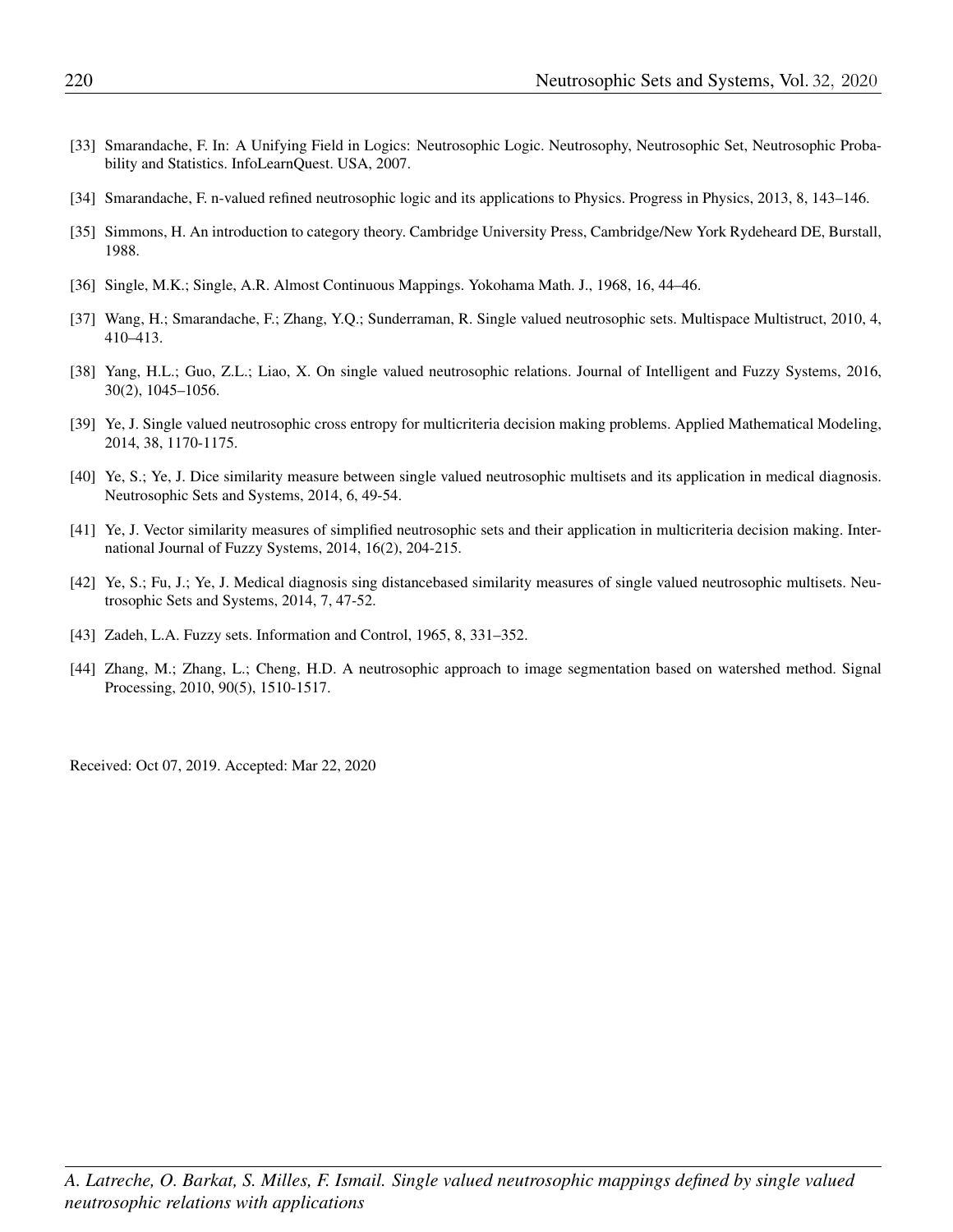[33] Smarandache, F. In: A Unifying Field in Logics: Neutrosophic Logic. Neutrosophy, Neutrosophic Set, Neutrosophic Probability and Statistics. InfoLearnQuest. USA, 2007.

[34] Smarandache, F. n-valued refined neutrosophic logic and its applications to Physics. Progress in Physics, 2013, 8, 143–146.

[35] Simmons, H. An introduction to category theory. Cambridge University Press, Cambridge/New York Rydeheard DE, Burstall, 1988.

[36] Single, M.K.; Single, A.R. Almost Continuous Mappings. Yokohama Math. J., 1968, 16, 44–46.

[37] Wang, H.; Smarandache, F.; Zhang, Y.Q.; Sunderraman, R. Single valued neutrosophic sets. Multispace Multistruct, 2010, 4, 410–413.

[38] Yang, H.L.; Guo, Z.L.; Liao, X. On single valued neutrosophic relations. Journal of Intelligent and Fuzzy Systems, 2016, 30(2), 1045–1056.

[39] Ye, J. Single valued neutrosophic cross entropy for multicriteria decision making problems. Applied Mathematical Modeling, 2014, 38, 1170-1175.

[40] Ye, S.; Ye, J. Dice similarity measure between single valued neutrosophic multisets and its application in medical diagnosis. Neutrosophic Sets and Systems, 2014, 6, 49-54.

[41] Ye, J. Vector similarity measures of simplified neutrosophic sets and their application in multicriteria decision making. International Journal of Fuzzy Systems, 2014, 16(2), 204-215.

[42] Ye, S.; Fu, J.; Ye, J. Medical diagnosis sing distancebased similarity measures of single valued neutrosophic multisets. Neutrosophic Sets and Systems, 2014, 7, 47-52.

[43] Zadeh, L.A. Fuzzy sets. Information and Control, 1965, 8, 331–352.

[44] Zhang, M.; Zhang, L.; Cheng, H.D. A neutrosophic approach to image segmentation based on watershed method. Signal Processing, 2010, 90(5), 1510-1517.

Received: Oct 07, 2019. Accepted: Mar 22, 2020